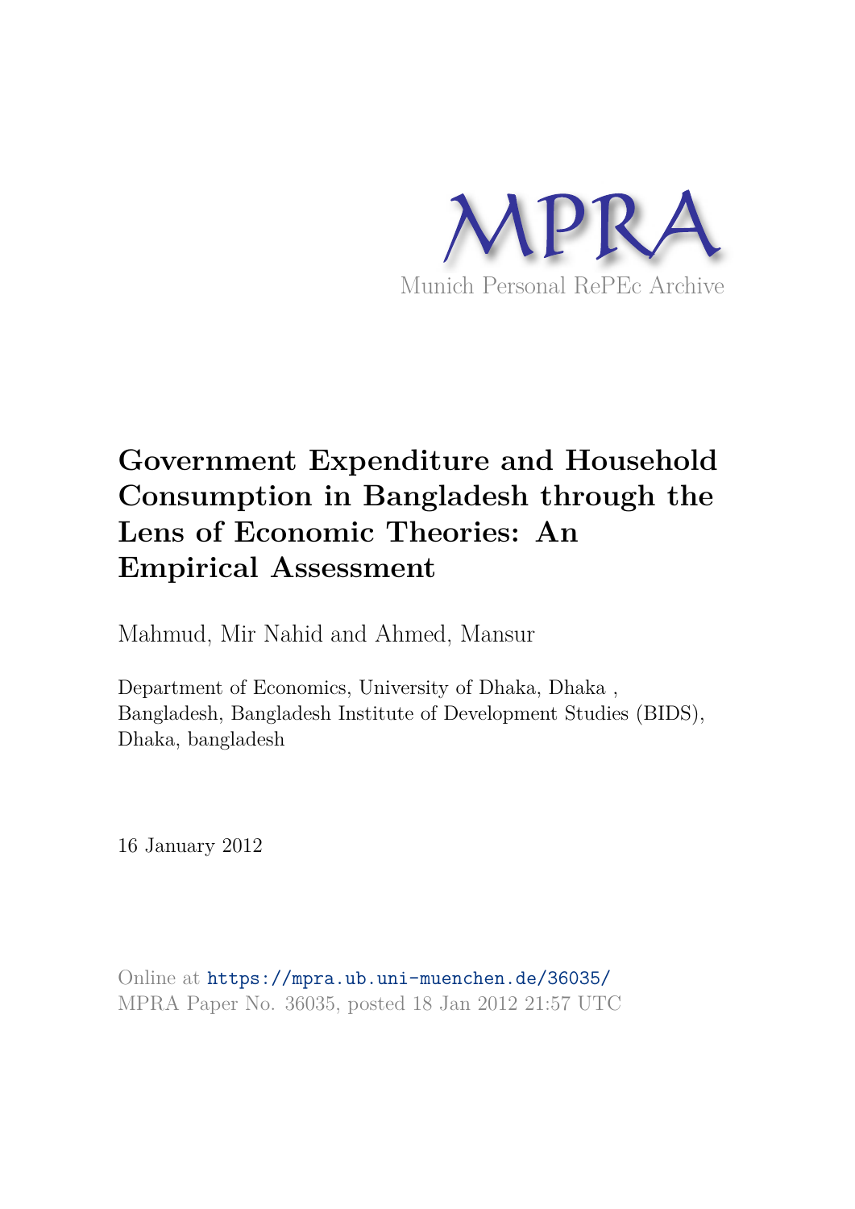MPRA

Munich Personal RePEc Archive

# Government Expenditure and Household Consumption in Bangladesh through the Lens of Economic Theories: An Empirical Assessment

Mahmud, Mir Nahid and Ahmed, Mansur

Department of Economics, University of Dhaka, Dhaka , Bangladesh, Bangladesh Institute of Development Studies (BIDS), Dhaka, bangladesh

16 January 2012

Online at https://mpra.ub.uni-muenchen.de/36035/
MPRA Paper No. 36035, posted 18 Jan 2012 21:57 UTC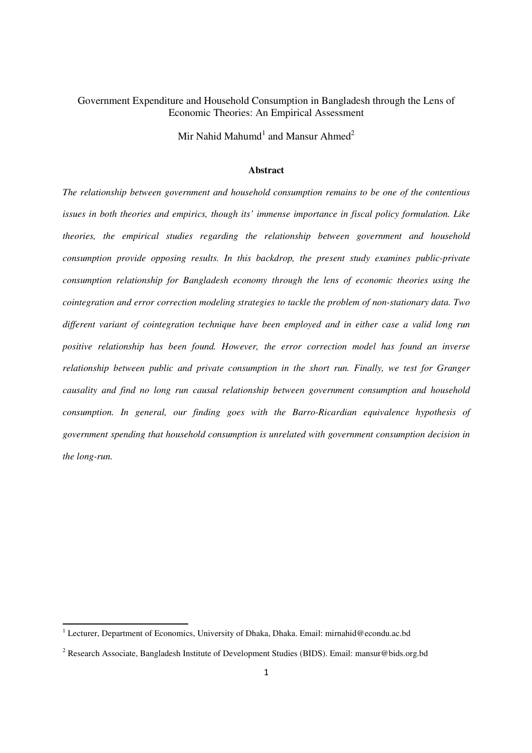Government Expenditure and Household Consumption in Bangladesh through the Lens of Economic Theories: An Empirical Assessment

Mir Nahid Mahumd[1] and Mansur Ahmed[2]

**Abstract**

*The relationship between government and household consumption remains to be one of the contentious issues in both theories and empirics, though its' immense importance in fiscal policy formulation. Like theories, the empirical studies regarding the relationship between government and household consumption provide opposing results. In this backdrop, the present study examines public-private consumption relationship for Bangladesh economy through the lens of economic theories using the cointegration and error correction modeling strategies to tackle the problem of non-stationary data. Two different variant of cointegration technique have been employed and in either case a valid long run positive relationship has been found. However, the error correction model has found an inverse relationship between public and private consumption in the short run. Finally, we test for Granger causality and find no long run causal relationship between government consumption and household consumption. In general, our finding goes with the Barro-Ricardian equivalence hypothesis of government spending that household consumption is unrelated with government consumption decision in the long-run.*

[1] Lecturer, Department of Economics, University of Dhaka, Dhaka. Email: mirnahid@econdu.ac.bd

[2] Research Associate, Bangladesh Institute of Development Studies (BIDS). Email: mansur@bids.org.bd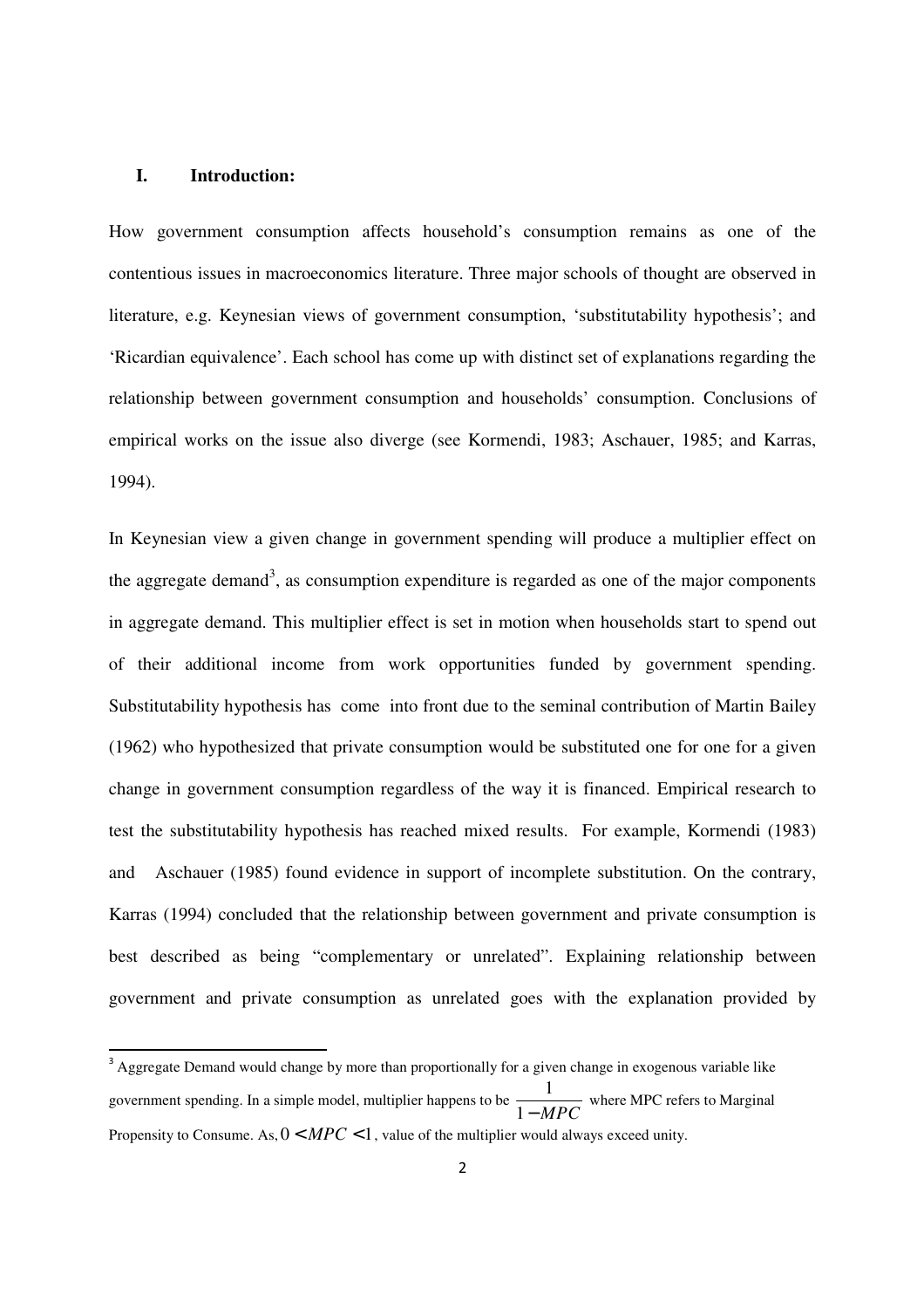## I. Introduction:

How government consumption affects household's consumption remains as one of the contentious issues in macroeconomics literature. Three major schools of thought are observed in literature, e.g. Keynesian views of government consumption, 'substitutability hypothesis'; and 'Ricardian equivalence'. Each school has come up with distinct set of explanations regarding the relationship between government consumption and households' consumption. Conclusions of empirical works on the issue also diverge (see Kormendi, 1983; Aschauer, 1985; and Karras, 1994).

In Keynesian view a given change in government spending will produce a multiplier effect on the aggregate demand[3], as consumption expenditure is regarded as one of the major components in aggregate demand. This multiplier effect is set in motion when households start to spend out of their additional income from work opportunities funded by government spending. Substitutability hypothesis has come into front due to the seminal contribution of Martin Bailey (1962) who hypothesized that private consumption would be substituted one for one for a given change in government consumption regardless of the way it is financed. Empirical research to test the substitutability hypothesis has reached mixed results. For example, Kormendi (1983) and Aschauer (1985) found evidence in support of incomplete substitution. On the contrary, Karras (1994) concluded that the relationship between government and private consumption is best described as being "complementary or unrelated". Explaining relationship between government and private consumption as unrelated goes with the explanation provided by

---

[3] Aggregate Demand would change by more than proportionally for a given change in exogenous variable like government spending. In a simple model, multiplier happens to be $\frac{1}{1-MPC}$ where MPC refers to Marginal Propensity to Consume. As, $0 < MPC < 1$, value of the multiplier would always exceed unity.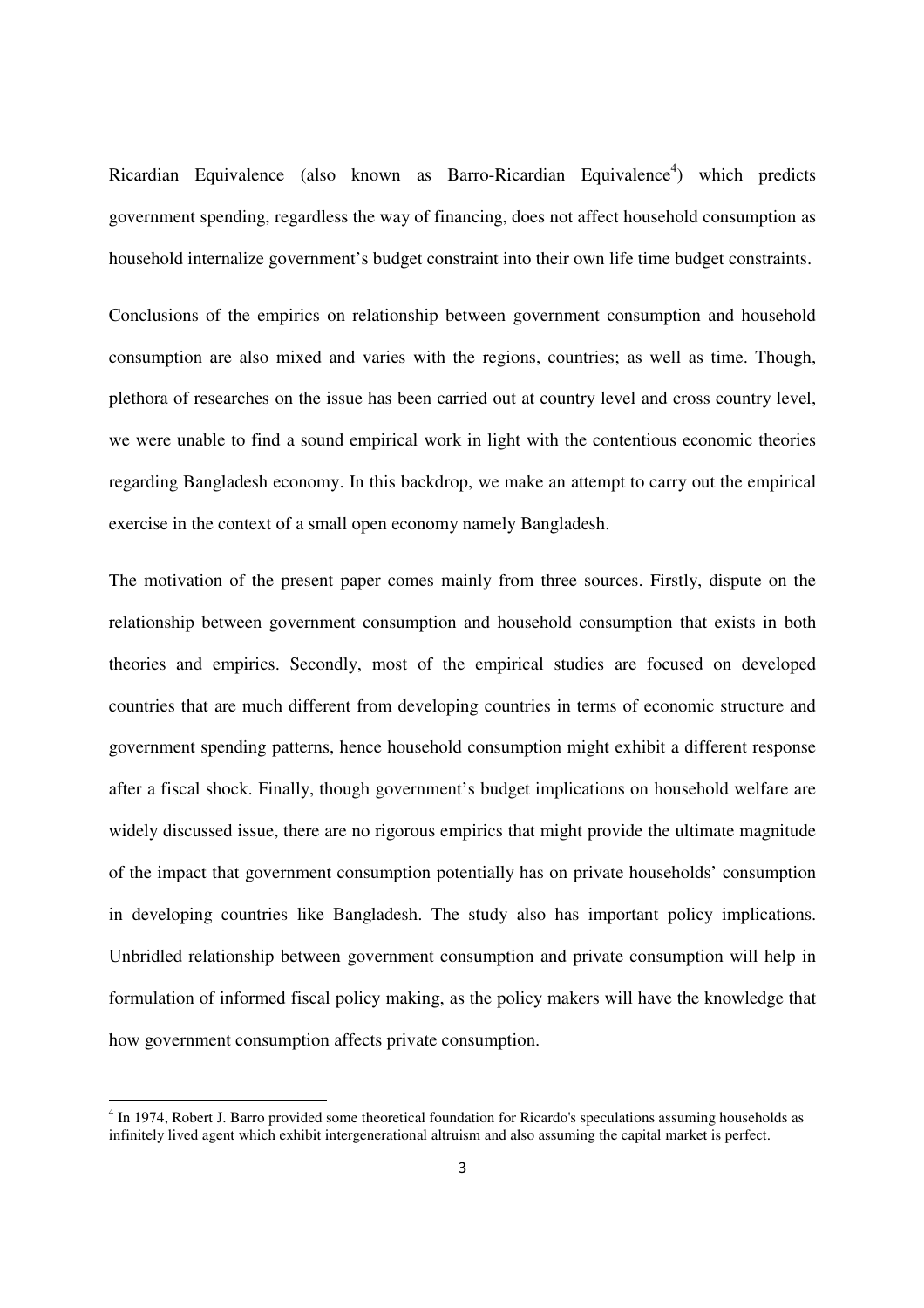Ricardian Equivalence (also known as Barro-Ricardian Equivalence[4]) which predicts government spending, regardless the way of financing, does not affect household consumption as household internalize government's budget constraint into their own life time budget constraints.

Conclusions of the empirics on relationship between government consumption and household consumption are also mixed and varies with the regions, countries; as well as time. Though, plethora of researches on the issue has been carried out at country level and cross country level, we were unable to find a sound empirical work in light with the contentious economic theories regarding Bangladesh economy. In this backdrop, we make an attempt to carry out the empirical exercise in the context of a small open economy namely Bangladesh.

The motivation of the present paper comes mainly from three sources. Firstly, dispute on the relationship between government consumption and household consumption that exists in both theories and empirics. Secondly, most of the empirical studies are focused on developed countries that are much different from developing countries in terms of economic structure and government spending patterns, hence household consumption might exhibit a different response after a fiscal shock. Finally, though government's budget implications on household welfare are widely discussed issue, there are no rigorous empirics that might provide the ultimate magnitude of the impact that government consumption potentially has on private households' consumption in developing countries like Bangladesh. The study also has important policy implications. Unbridled relationship between government consumption and private consumption will help in formulation of informed fiscal policy making, as the policy makers will have the knowledge that how government consumption affects private consumption.

[4] In 1974, Robert J. Barro provided some theoretical foundation for Ricardo's speculations assuming households as infinitely lived agent which exhibit intergenerational altruism and also assuming the capital market is perfect.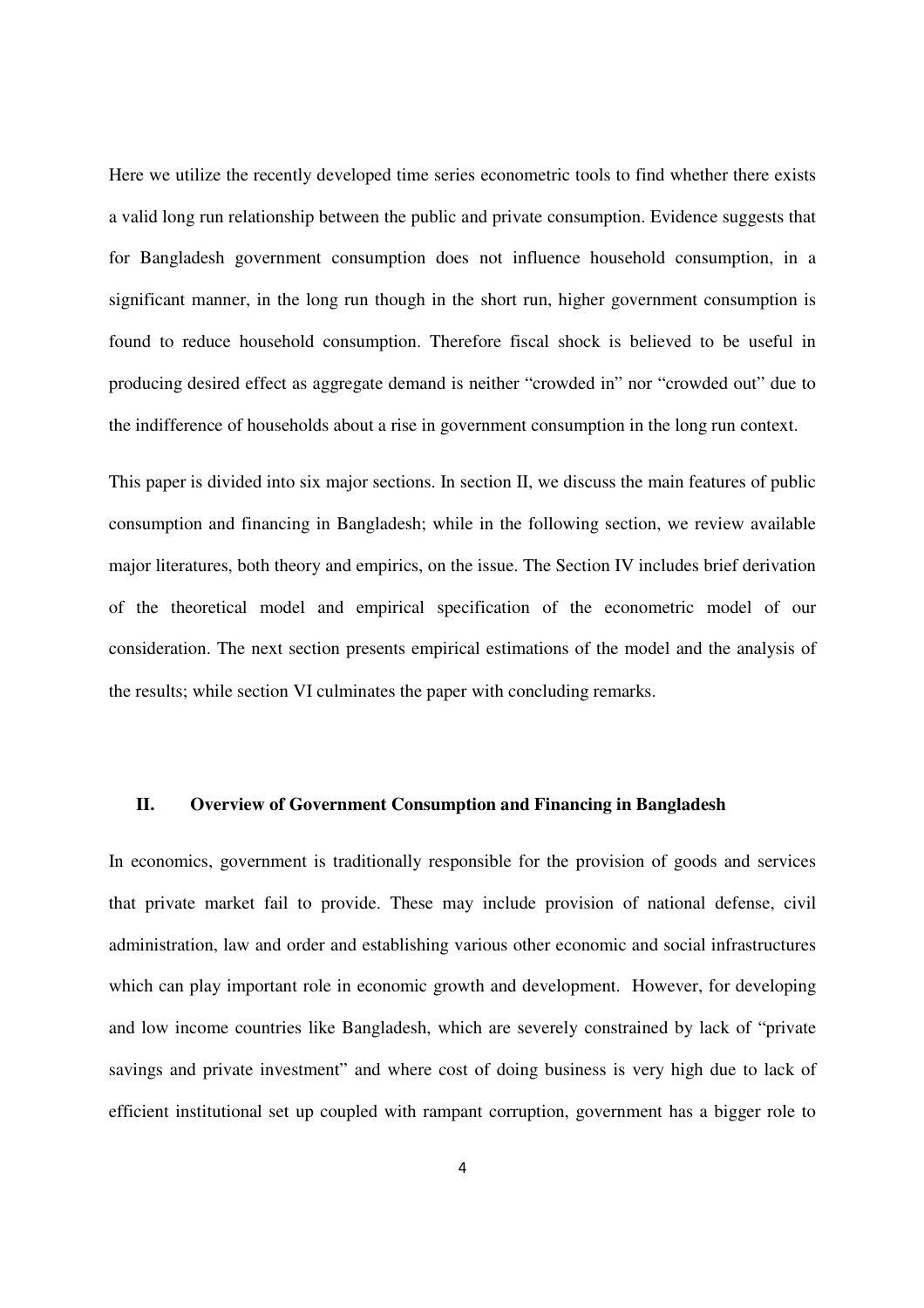Here we utilize the recently developed time series econometric tools to find whether there exists a valid long run relationship between the public and private consumption. Evidence suggests that for Bangladesh government consumption does not influence household consumption, in a significant manner, in the long run though in the short run, higher government consumption is found to reduce household consumption. Therefore fiscal shock is believed to be useful in producing desired effect as aggregate demand is neither "crowded in" nor "crowded out" due to the indifference of households about a rise in government consumption in the long run context.

This paper is divided into six major sections. In section II, we discuss the main features of public consumption and financing in Bangladesh; while in the following section, we review available major literatures, both theory and empirics, on the issue. The Section IV includes brief derivation of the theoretical model and empirical specification of the econometric model of our consideration. The next section presents empirical estimations of the model and the analysis of the results; while section VI culminates the paper with concluding remarks.

## II. Overview of Government Consumption and Financing in Bangladesh

In economics, government is traditionally responsible for the provision of goods and services that private market fail to provide. These may include provision of national defense, civil administration, law and order and establishing various other economic and social infrastructures which can play important role in economic growth and development. However, for developing and low income countries like Bangladesh, which are severely constrained by lack of "private savings and private investment" and where cost of doing business is very high due to lack of efficient institutional set up coupled with rampant corruption, government has a bigger role to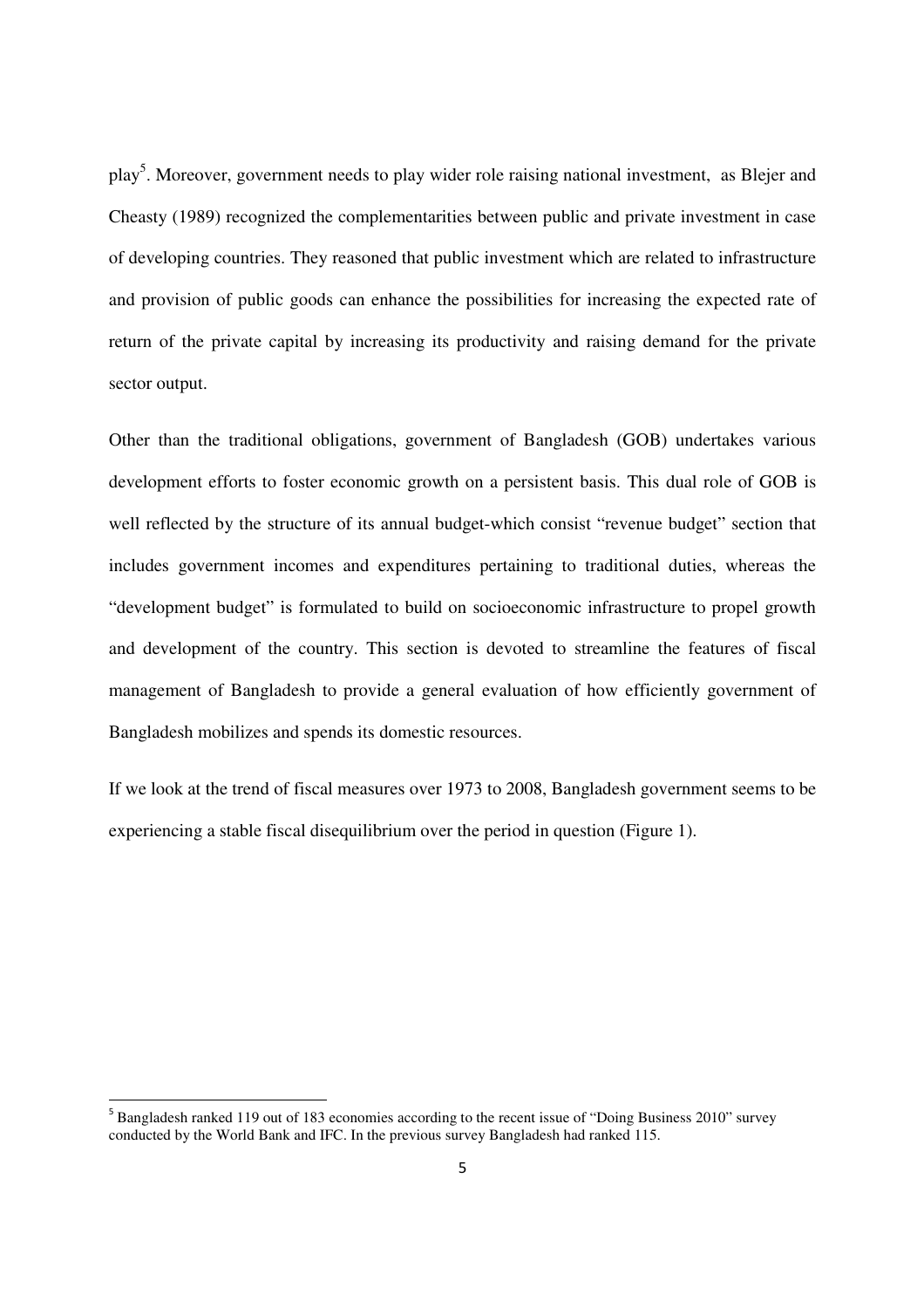play[5]. Moreover, government needs to play wider role raising national investment, as Blejer and Cheasty (1989) recognized the complementarities between public and private investment in case of developing countries. They reasoned that public investment which are related to infrastructure and provision of public goods can enhance the possibilities for increasing the expected rate of return of the private capital by increasing its productivity and raising demand for the private sector output.

Other than the traditional obligations, government of Bangladesh (GOB) undertakes various development efforts to foster economic growth on a persistent basis. This dual role of GOB is well reflected by the structure of its annual budget-which consist "revenue budget" section that includes government incomes and expenditures pertaining to traditional duties, whereas the "development budget" is formulated to build on socioeconomic infrastructure to propel growth and development of the country. This section is devoted to streamline the features of fiscal management of Bangladesh to provide a general evaluation of how efficiently government of Bangladesh mobilizes and spends its domestic resources.

If we look at the trend of fiscal measures over 1973 to 2008, Bangladesh government seems to be experiencing a stable fiscal disequilibrium over the period in question (Figure 1).

---

[5] Bangladesh ranked 119 out of 183 economies according to the recent issue of "Doing Business 2010" survey conducted by the World Bank and IFC. In the previous survey Bangladesh had ranked 115.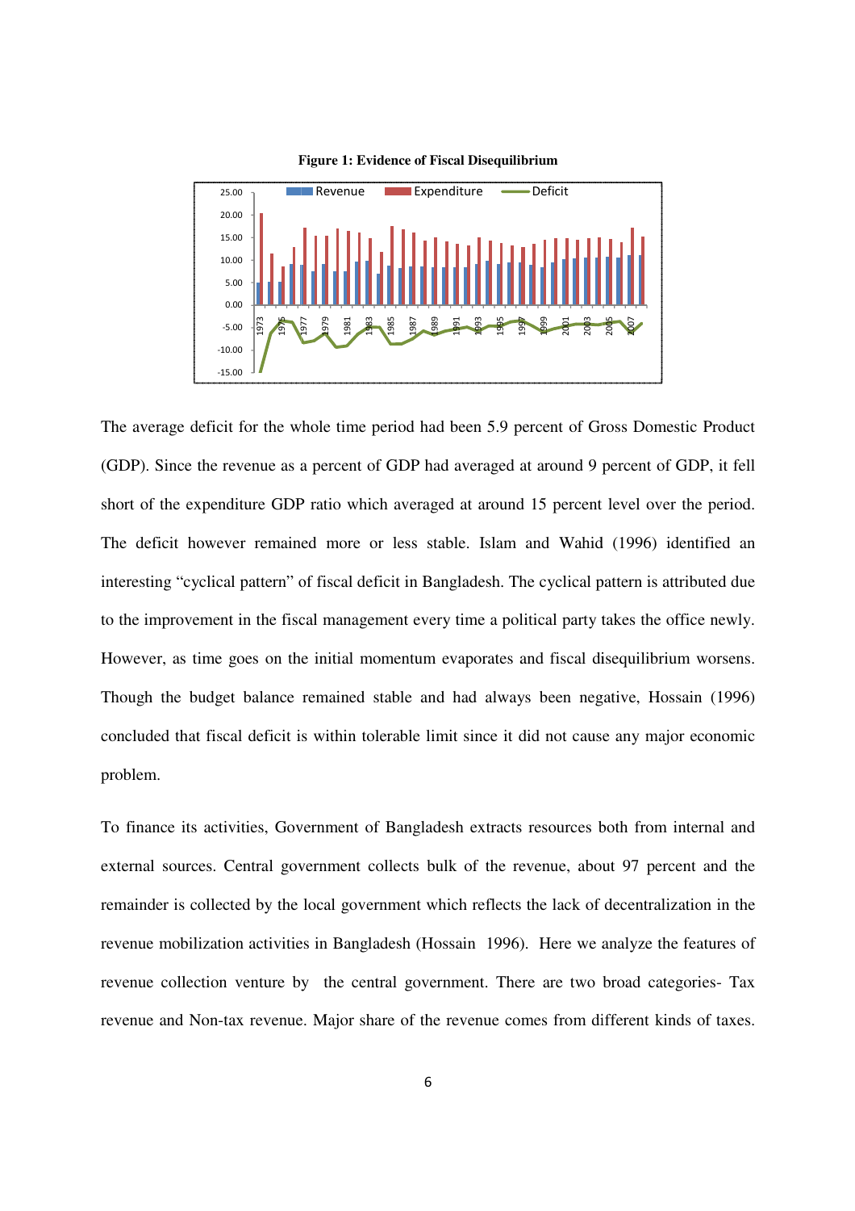**Figure 1: Evidence of Fiscal Disequilibrium**

The average deficit for the whole time period had been 5.9 percent of Gross Domestic Product (GDP). Since the revenue as a percent of GDP had averaged at around 9 percent of GDP, it fell short of the expenditure GDP ratio which averaged at around 15 percent level over the period. The deficit however remained more or less stable. Islam and Wahid (1996) identified an interesting "cyclical pattern" of fiscal deficit in Bangladesh. The cyclical pattern is attributed due to the improvement in the fiscal management every time a political party takes the office newly. However, as time goes on the initial momentum evaporates and fiscal disequilibrium worsens. Though the budget balance remained stable and had always been negative, Hossain (1996) concluded that fiscal deficit is within tolerable limit since it did not cause any major economic problem.

To finance its activities, Government of Bangladesh extracts resources both from internal and external sources. Central government collects bulk of the revenue, about 97 percent and the remainder is collected by the local government which reflects the lack of decentralization in the revenue mobilization activities in Bangladesh (Hossain 1996). Here we analyze the features of revenue collection venture by the central government. There are two broad categories- Tax revenue and Non-tax revenue. Major share of the revenue comes from different kinds of taxes.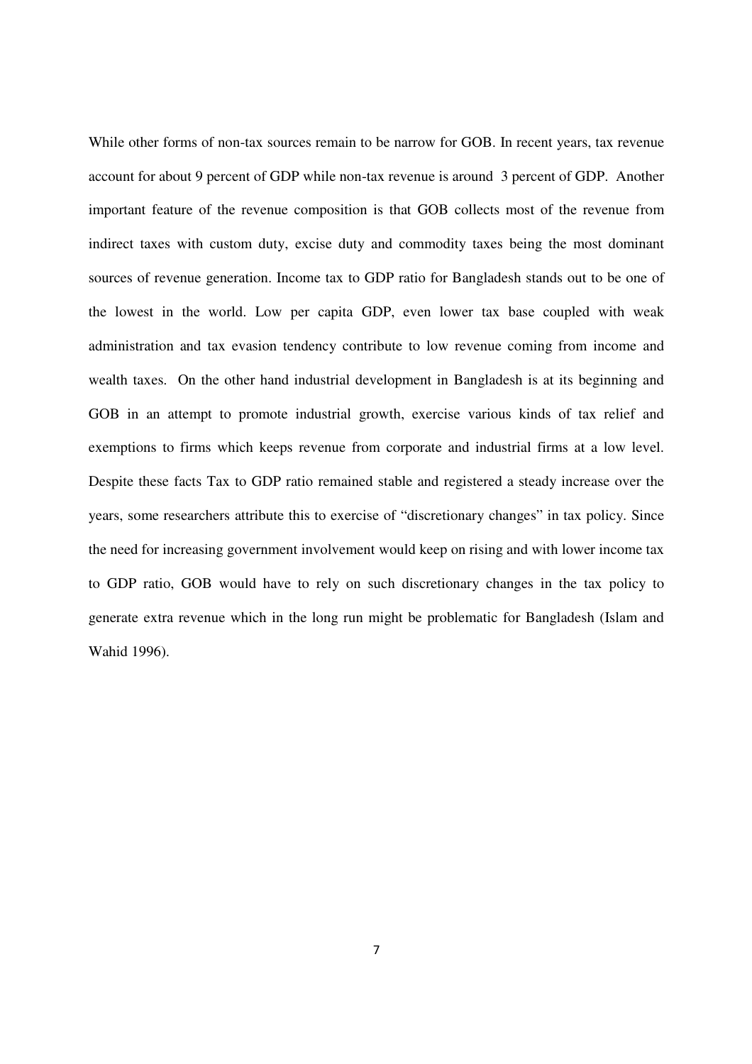While other forms of non-tax sources remain to be narrow for GOB. In recent years, tax revenue account for about 9 percent of GDP while non-tax revenue is around 3 percent of GDP. Another important feature of the revenue composition is that GOB collects most of the revenue from indirect taxes with custom duty, excise duty and commodity taxes being the most dominant sources of revenue generation. Income tax to GDP ratio for Bangladesh stands out to be one of the lowest in the world. Low per capita GDP, even lower tax base coupled with weak administration and tax evasion tendency contribute to low revenue coming from income and wealth taxes. On the other hand industrial development in Bangladesh is at its beginning and GOB in an attempt to promote industrial growth, exercise various kinds of tax relief and exemptions to firms which keeps revenue from corporate and industrial firms at a low level. Despite these facts Tax to GDP ratio remained stable and registered a steady increase over the years, some researchers attribute this to exercise of "discretionary changes" in tax policy. Since the need for increasing government involvement would keep on rising and with lower income tax to GDP ratio, GOB would have to rely on such discretionary changes in the tax policy to generate extra revenue which in the long run might be problematic for Bangladesh (Islam and Wahid 1996).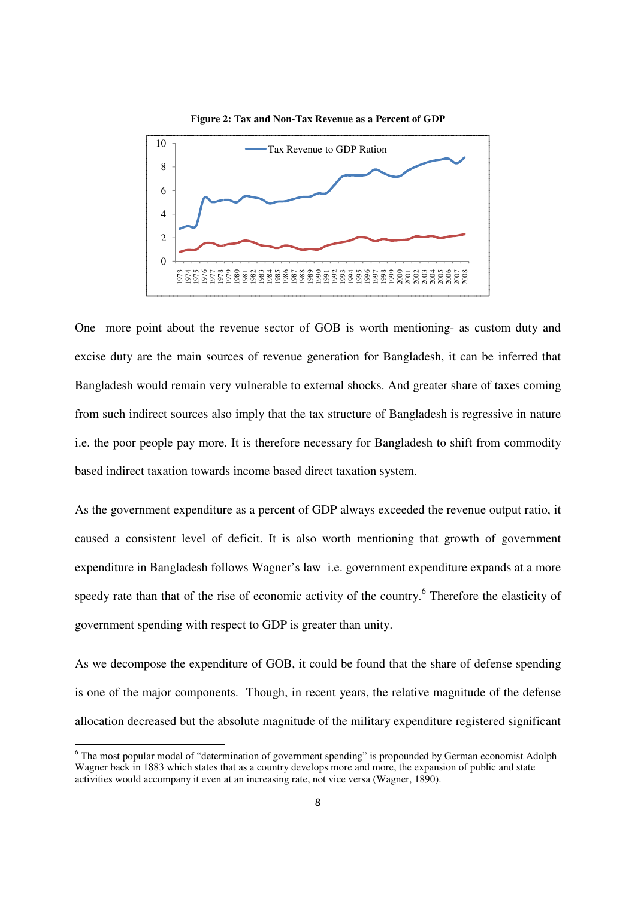**Figure 2: Tax and Non-Tax Revenue as a Percent of GDP**

One more point about the revenue sector of GOB is worth mentioning- as custom duty and excise duty are the main sources of revenue generation for Bangladesh, it can be inferred that Bangladesh would remain very vulnerable to external shocks. And greater share of taxes coming from such indirect sources also imply that the tax structure of Bangladesh is regressive in nature i.e. the poor people pay more. It is therefore necessary for Bangladesh to shift from commodity based indirect taxation towards income based direct taxation system.

As the government expenditure as a percent of GDP always exceeded the revenue output ratio, it caused a consistent level of deficit. It is also worth mentioning that growth of government expenditure in Bangladesh follows Wagner's law i.e. government expenditure expands at a more speedy rate than that of the rise of economic activity of the country.[6] Therefore the elasticity of government spending with respect to GDP is greater than unity.

As we decompose the expenditure of GOB, it could be found that the share of defense spending is one of the major components. Though, in recent years, the relative magnitude of the defense allocation decreased but the absolute magnitude of the military expenditure registered significant

[6] The most popular model of "determination of government spending" is propounded by German economist Adolph Wagner back in 1883 which states that as a country develops more and more, the expansion of public and state activities would accompany it even at an increasing rate, not vice versa (Wagner, 1890).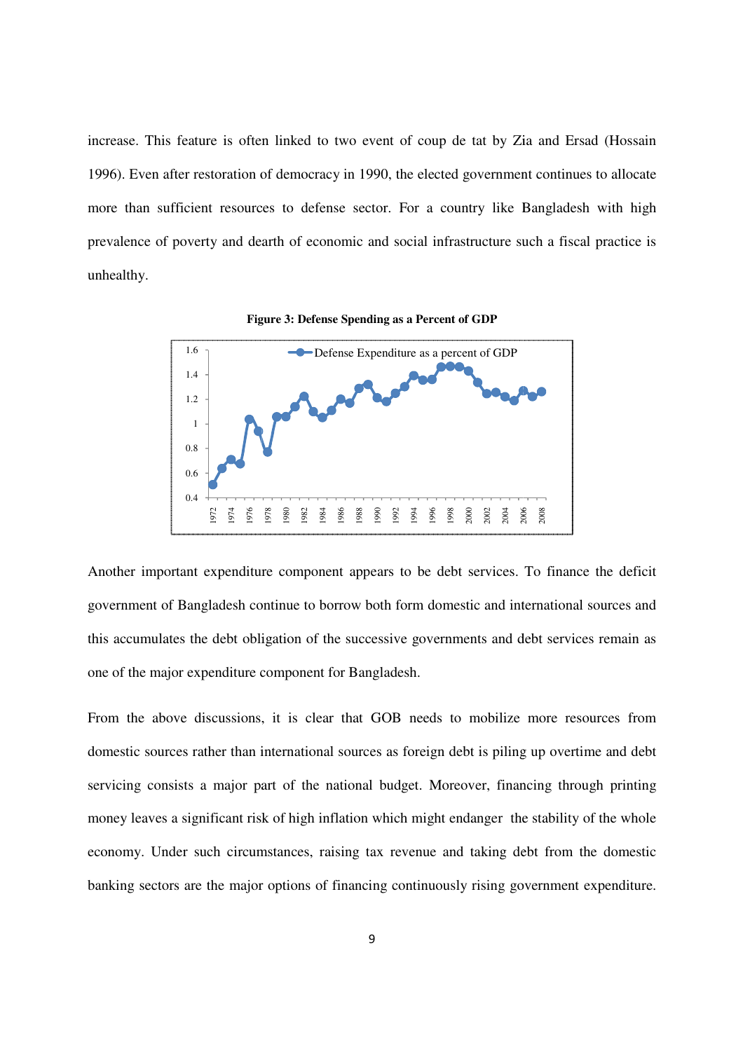increase. This feature is often linked to two event of coup de tat by Zia and Ersad (Hossain 1996). Even after restoration of democracy in 1990, the elected government continues to allocate more than sufficient resources to defense sector. For a country like Bangladesh with high prevalence of poverty and dearth of economic and social infrastructure such a fiscal practice is unhealthy.

**Figure 3: Defense Spending as a Percent of GDP**

Another important expenditure component appears to be debt services. To finance the deficit government of Bangladesh continue to borrow both form domestic and international sources and this accumulates the debt obligation of the successive governments and debt services remain as one of the major expenditure component for Bangladesh.

From the above discussions, it is clear that GOB needs to mobilize more resources from domestic sources rather than international sources as foreign debt is piling up overtime and debt servicing consists a major part of the national budget. Moreover, financing through printing money leaves a significant risk of high inflation which might endanger the stability of the whole economy. Under such circumstances, raising tax revenue and taking debt from the domestic banking sectors are the major options of financing continuously rising government expenditure.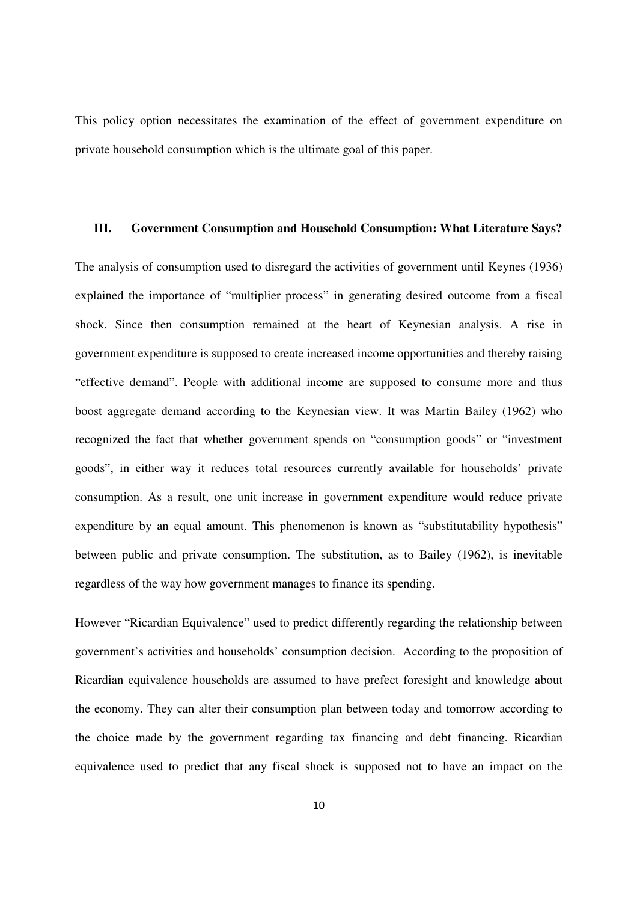This policy option necessitates the examination of the effect of government expenditure on private household consumption which is the ultimate goal of this paper.

## III. Government Consumption and Household Consumption: What Literature Says?

The analysis of consumption used to disregard the activities of government until Keynes (1936) explained the importance of "multiplier process" in generating desired outcome from a fiscal shock. Since then consumption remained at the heart of Keynesian analysis. A rise in government expenditure is supposed to create increased income opportunities and thereby raising "effective demand". People with additional income are supposed to consume more and thus boost aggregate demand according to the Keynesian view. It was Martin Bailey (1962) who recognized the fact that whether government spends on "consumption goods" or "investment goods", in either way it reduces total resources currently available for households' private consumption. As a result, one unit increase in government expenditure would reduce private expenditure by an equal amount. This phenomenon is known as "substitutability hypothesis" between public and private consumption. The substitution, as to Bailey (1962), is inevitable regardless of the way how government manages to finance its spending.

However "Ricardian Equivalence" used to predict differently regarding the relationship between government's activities and households' consumption decision. According to the proposition of Ricardian equivalence households are assumed to have prefect foresight and knowledge about the economy. They can alter their consumption plan between today and tomorrow according to the choice made by the government regarding tax financing and debt financing. Ricardian equivalence used to predict that any fiscal shock is supposed not to have an impact on the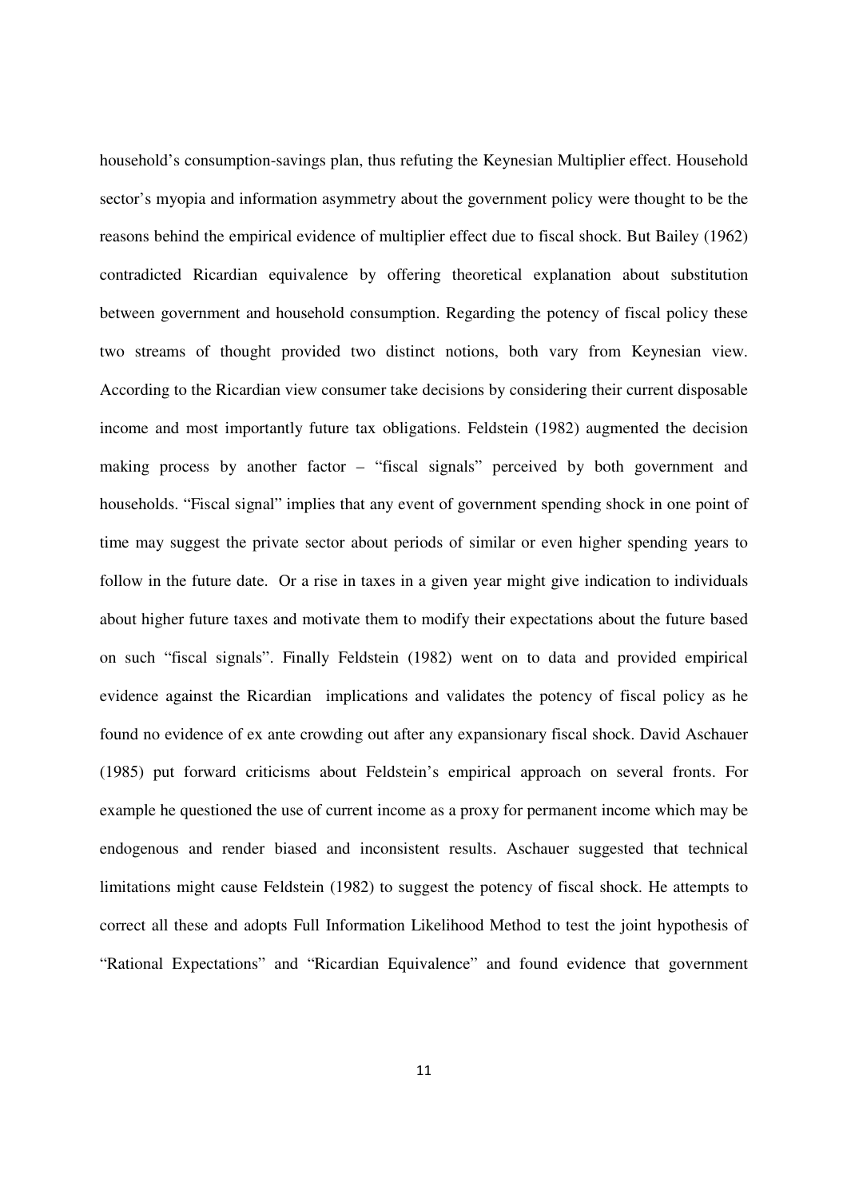household's consumption-savings plan, thus refuting the Keynesian Multiplier effect. Household sector's myopia and information asymmetry about the government policy were thought to be the reasons behind the empirical evidence of multiplier effect due to fiscal shock. But Bailey (1962) contradicted Ricardian equivalence by offering theoretical explanation about substitution between government and household consumption. Regarding the potency of fiscal policy these two streams of thought provided two distinct notions, both vary from Keynesian view. According to the Ricardian view consumer take decisions by considering their current disposable income and most importantly future tax obligations. Feldstein (1982) augmented the decision making process by another factor – "fiscal signals" perceived by both government and households. "Fiscal signal" implies that any event of government spending shock in one point of time may suggest the private sector about periods of similar or even higher spending years to follow in the future date. Or a rise in taxes in a given year might give indication to individuals about higher future taxes and motivate them to modify their expectations about the future based on such "fiscal signals". Finally Feldstein (1982) went on to data and provided empirical evidence against the Ricardian implications and validates the potency of fiscal policy as he found no evidence of ex ante crowding out after any expansionary fiscal shock. David Aschauer (1985) put forward criticisms about Feldstein's empirical approach on several fronts. For example he questioned the use of current income as a proxy for permanent income which may be endogenous and render biased and inconsistent results. Aschauer suggested that technical limitations might cause Feldstein (1982) to suggest the potency of fiscal shock. He attempts to correct all these and adopts Full Information Likelihood Method to test the joint hypothesis of "Rational Expectations" and "Ricardian Equivalence" and found evidence that government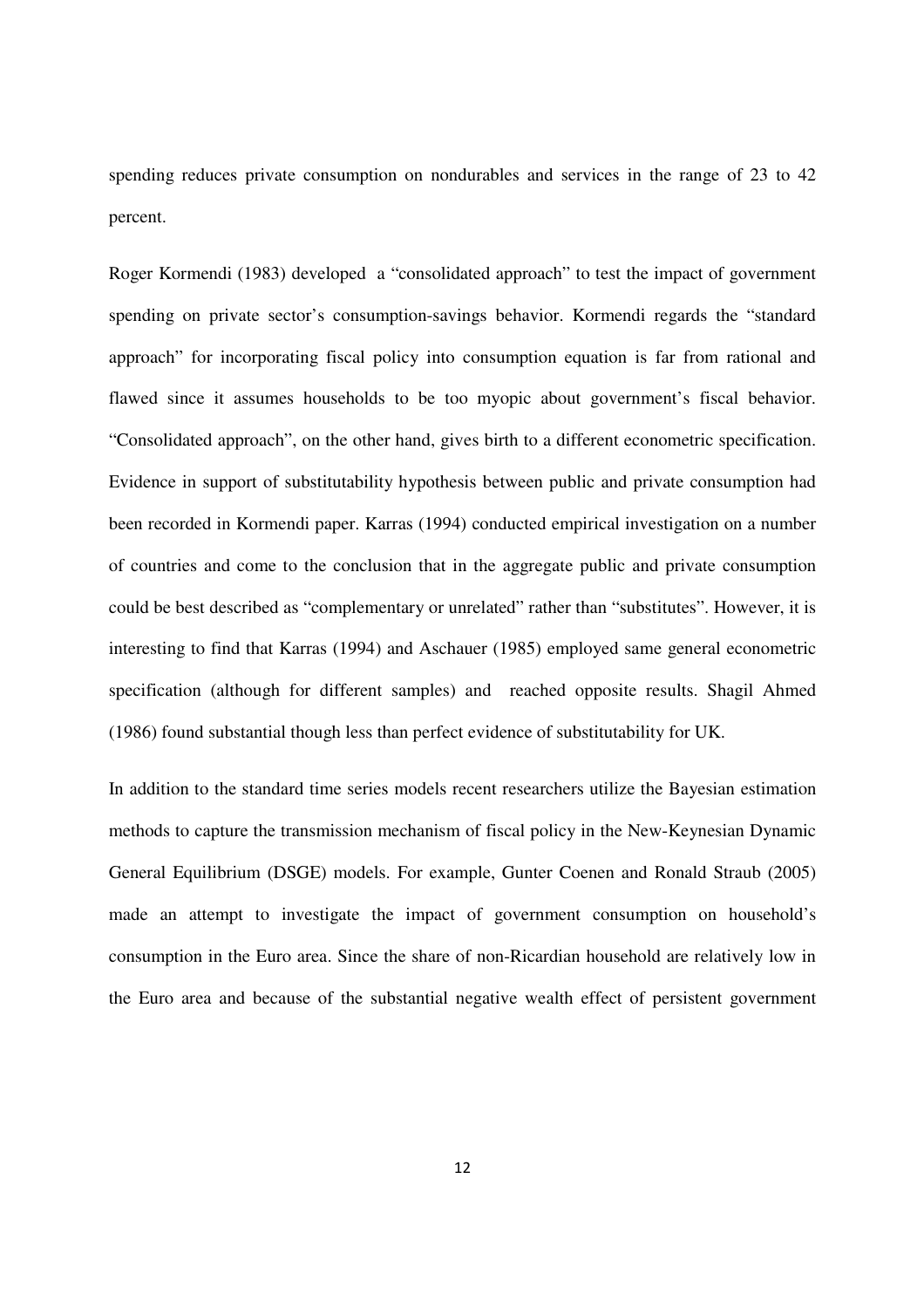spending reduces private consumption on nondurables and services in the range of 23 to 42 percent.

Roger Kormendi (1983) developed a "consolidated approach" to test the impact of government spending on private sector's consumption-savings behavior. Kormendi regards the "standard approach" for incorporating fiscal policy into consumption equation is far from rational and flawed since it assumes households to be too myopic about government's fiscal behavior. "Consolidated approach", on the other hand, gives birth to a different econometric specification. Evidence in support of substitutability hypothesis between public and private consumption had been recorded in Kormendi paper. Karras (1994) conducted empirical investigation on a number of countries and come to the conclusion that in the aggregate public and private consumption could be best described as "complementary or unrelated" rather than "substitutes". However, it is interesting to find that Karras (1994) and Aschauer (1985) employed same general econometric specification (although for different samples) and reached opposite results. Shagil Ahmed (1986) found substantial though less than perfect evidence of substitutability for UK.

In addition to the standard time series models recent researchers utilize the Bayesian estimation methods to capture the transmission mechanism of fiscal policy in the New-Keynesian Dynamic General Equilibrium (DSGE) models. For example, Gunter Coenen and Ronald Straub (2005) made an attempt to investigate the impact of government consumption on household's consumption in the Euro area. Since the share of non-Ricardian household are relatively low in the Euro area and because of the substantial negative wealth effect of persistent government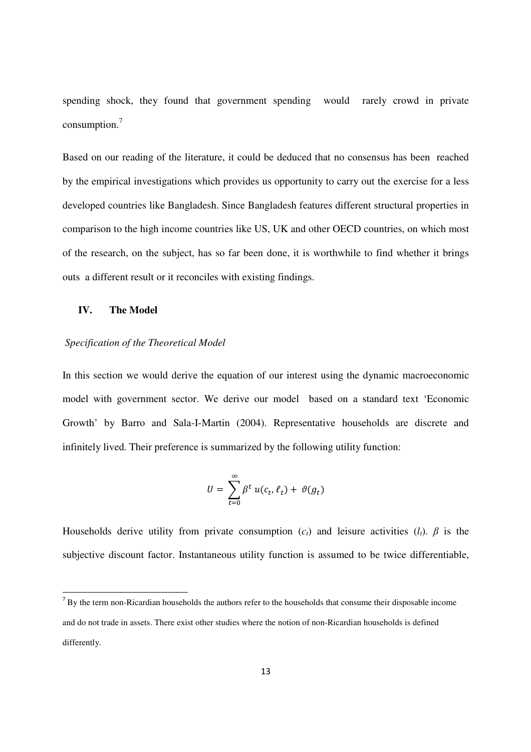spending shock, they found that government spending would rarely crowd in private consumption.[7]

Based on our reading of the literature, it could be deduced that no consensus has been reached by the empirical investigations which provides us opportunity to carry out the exercise for a less developed countries like Bangladesh. Since Bangladesh features different structural properties in comparison to the high income countries like US, UK and other OECD countries, on which most of the research, on the subject, has so far been done, it is worthwhile to find whether it brings outs a different result or it reconciles with existing findings.

## IV. The Model

*Specification of the Theoretical Model*

In this section we would derive the equation of our interest using the dynamic macroeconomic model with government sector. We derive our model based on a standard text 'Economic Growth' by Barro and Sala-I-Martin (2004). Representative households are discrete and infinitely lived. Their preference is summarized by the following utility function:

$$U = \sum_{t=0}^{\infty} \beta^t \, u(c_t, \ell_t) + \vartheta(g_t)$$

Households derive utility from private consumption ($c_t$) and leisure activities ($l_t$). $\beta$ is the subjective discount factor. Instantaneous utility function is assumed to be twice differentiable,

[7] By the term non-Ricardian households the authors refer to the households that consume their disposable income and do not trade in assets. There exist other studies where the notion of non-Ricardian households is defined differently.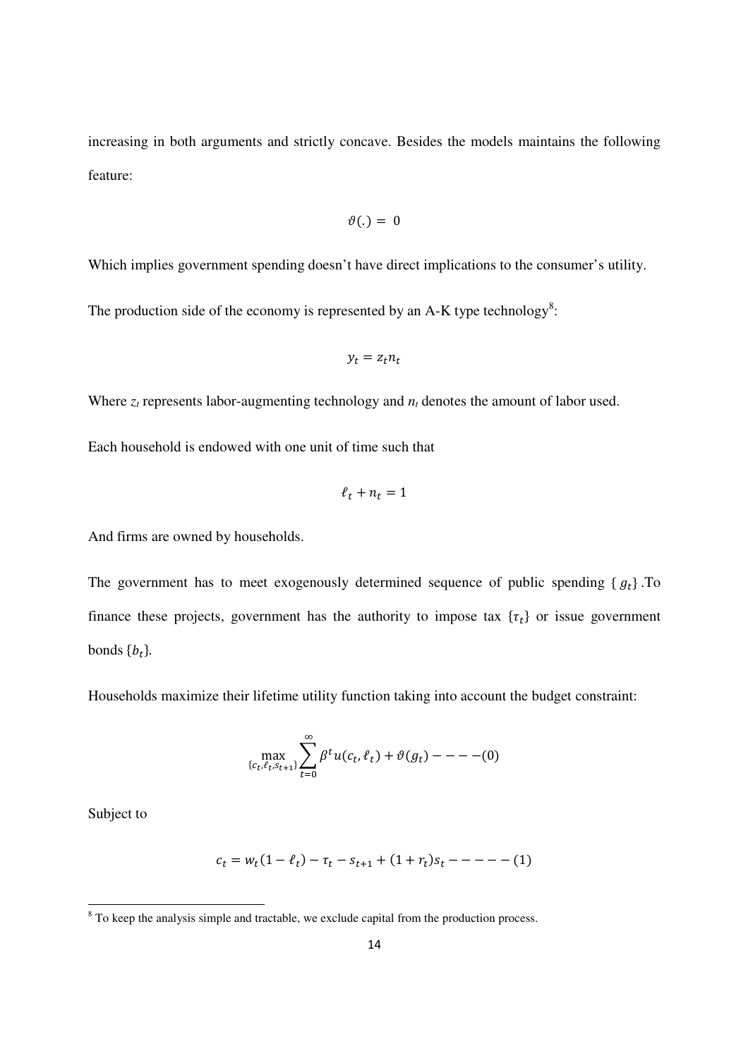increasing in both arguments and strictly concave. Besides the models maintains the following feature:

$$\vartheta(.) = 0$$

Which implies government spending doesn't have direct implications to the consumer's utility.

The production side of the economy is represented by an A-K type technology[8]:

$$y_t = z_t n_t$$

Where $z_t$ represents labor-augmenting technology and $n_t$ denotes the amount of labor used.

Each household is endowed with one unit of time such that

$$\ell_t + n_t = 1$$

And firms are owned by households.

The government has to meet exogenously determined sequence of public spending $\{g_t\}$. To finance these projects, government has the authority to impose tax $\{\tau_t\}$ or issue government bonds $\{b_t\}$.

Households maximize their lifetime utility function taking into account the budget constraint:

$$\max_{\{c_t, \ell_t, s_{t+1}\}} \sum_{t=0}^{\infty} \beta^t u(c_t, \ell_t) + \vartheta(g_t) - - - -(0)$$

Subject to

$$c_t = w_t(1 - \ell_t) - \tau_t - s_{t+1} + (1 + r_t)s_t - - - - - (1)$$

[8] To keep the analysis simple and tractable, we exclude capital from the production process.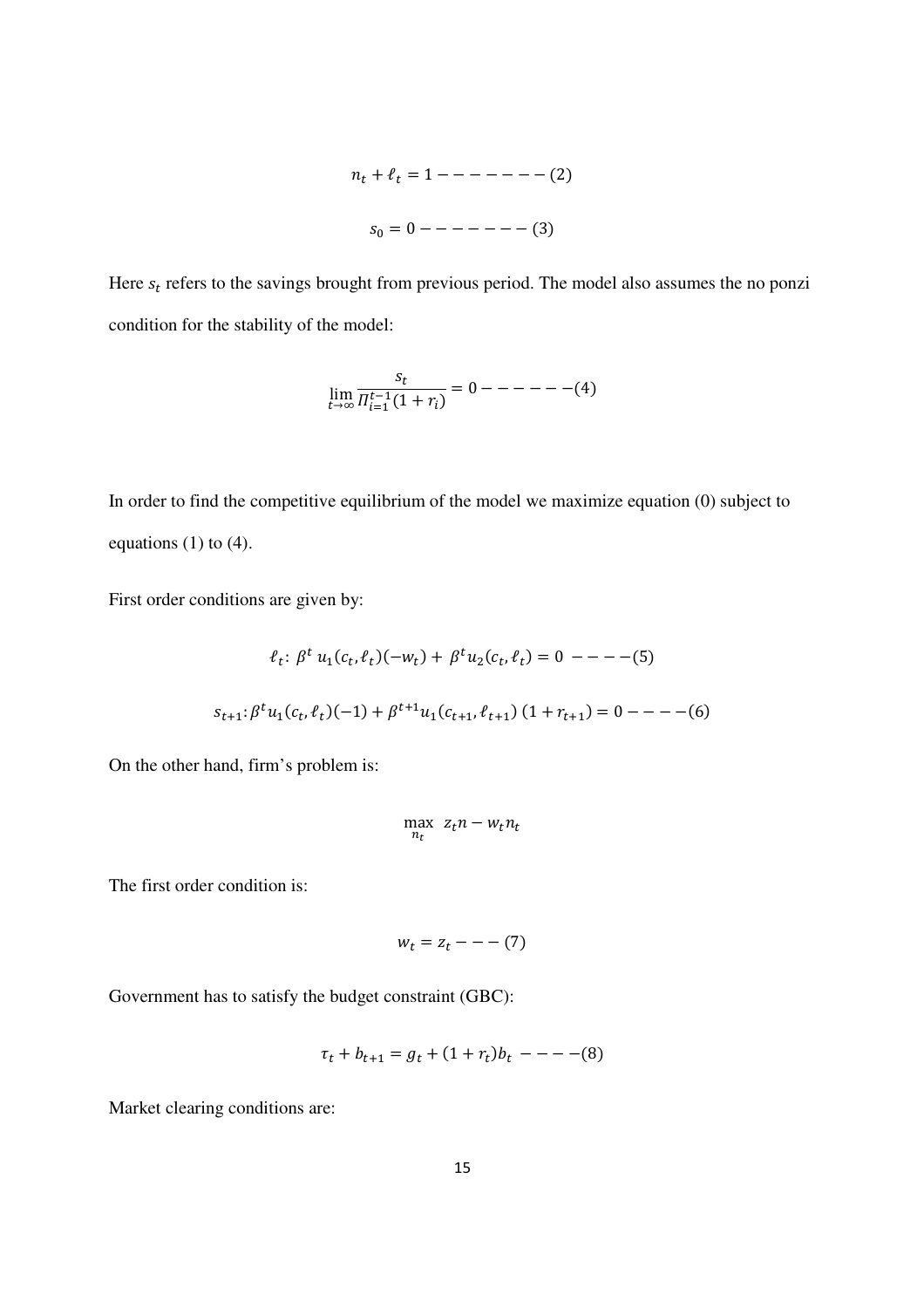$$n_t + \ell_t = 1 - - - - - - - (2)$$

$$s_0 = 0 - - - - - - - (3)$$

Here $s_t$ refers to the savings brought from previous period. The model also assumes the no ponzi condition for the stability of the model:

$$\lim_{t \to \infty} \frac{s_t}{\Pi_{i=1}^{t-1}(1 + r_i)} = 0 - - - - - -(4)$$

In order to find the competitive equilibrium of the model we maximize equation (0) subject to equations (1) to (4).

First order conditions are given by:

$$\ell_t \colon \; \beta^t \, u_1(c_t, \ell_t)(-w_t) + \, \beta^t u_2(c_t, \ell_t) = 0 \; - - - -(5)$$

$$s_{t+1} \colon \beta^t u_1(c_t, \ell_t)(-1) + \beta^{t+1} u_1(c_{t+1}, \ell_{t+1}) \, (1 + r_{t+1}) = 0 - - - -(6)$$

On the other hand, firm's problem is:

$$\max_{n_t} \; z_t n - w_t n_t$$

The first order condition is:

$$w_t = z_t - - - (7)$$

Government has to satisfy the budget constraint (GBC):

$$\tau_t + b_{t+1} = g_t + (1 + r_t) b_t \; - - - -(8)$$

Market clearing conditions are: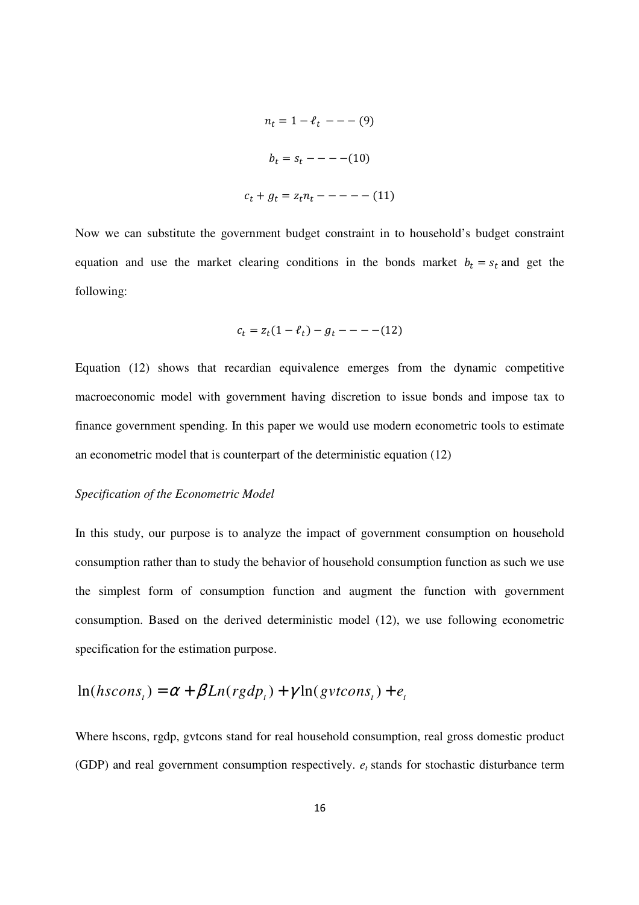$$n_t = 1 - \ell_t \; - - - \; (9)$$

$$b_t = s_t \; - - - - (10)$$

$$c_t + g_t = z_t n_t \; - - - - - \; (11)$$

Now we can substitute the government budget constraint in to household's budget constraint equation and use the market clearing conditions in the bonds market $b_t = s_t$ and get the following:

$$c_t = z_t(1 - \ell_t) - g_t \; - - - - (12)$$

Equation (12) shows that recardian equivalence emerges from the dynamic competitive macroeconomic model with government having discretion to issue bonds and impose tax to finance government spending. In this paper we would use modern econometric tools to estimate an econometric model that is counterpart of the deterministic equation (12)

*Specification of the Econometric Model*

In this study, our purpose is to analyze the impact of government consumption on household consumption rather than to study the behavior of household consumption function as such we use the simplest form of consumption function and augment the function with government consumption. Based on the derived deterministic model (12), we use following econometric specification for the estimation purpose.

$$\ln(hscons_t) = \alpha + \beta Ln(rgdp_t) + \gamma \ln(gvtcons_t) + e_t$$

Where hscons, rgdp, gvtcons stand for real household consumption, real gross domestic product (GDP) and real government consumption respectively. $e_t$ stands for stochastic disturbance term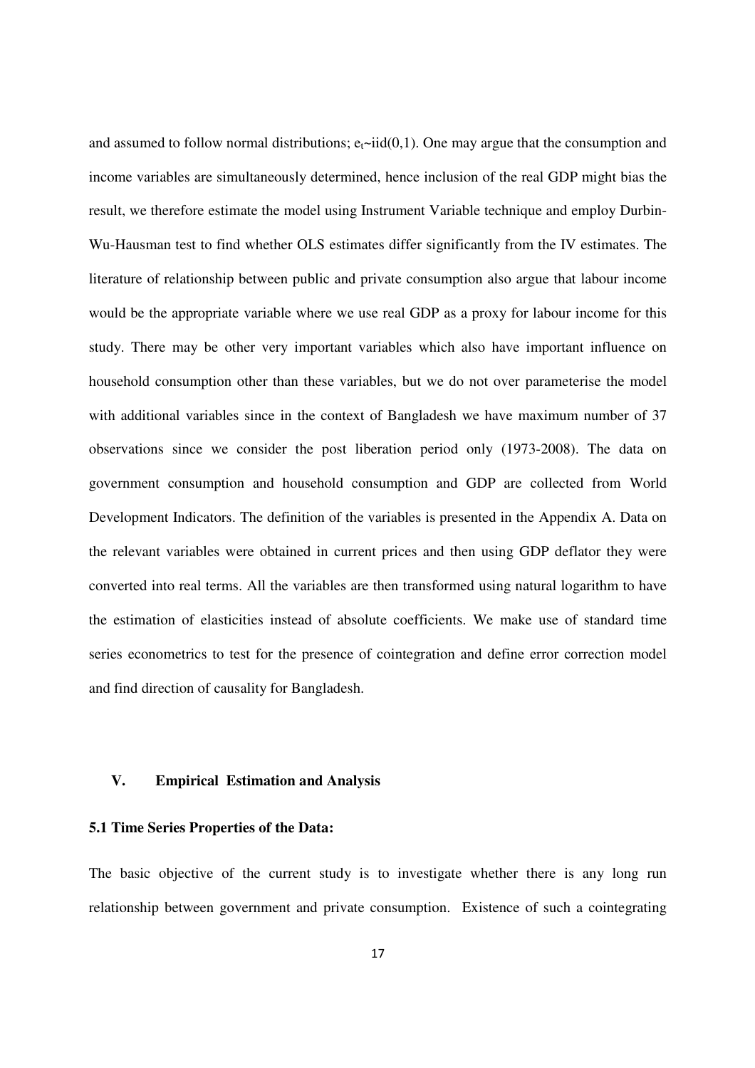and assumed to follow normal distributions; $e_t$~iid(0,1). One may argue that the consumption and income variables are simultaneously determined, hence inclusion of the real GDP might bias the result, we therefore estimate the model using Instrument Variable technique and employ Durbin-Wu-Hausman test to find whether OLS estimates differ significantly from the IV estimates. The literature of relationship between public and private consumption also argue that labour income would be the appropriate variable where we use real GDP as a proxy for labour income for this study. There may be other very important variables which also have important influence on household consumption other than these variables, but we do not over parameterise the model with additional variables since in the context of Bangladesh we have maximum number of 37 observations since we consider the post liberation period only (1973-2008). The data on government consumption and household consumption and GDP are collected from World Development Indicators. The definition of the variables is presented in the Appendix A. Data on the relevant variables were obtained in current prices and then using GDP deflator they were converted into real terms. All the variables are then transformed using natural logarithm to have the estimation of elasticities instead of absolute coefficients. We make use of standard time series econometrics to test for the presence of cointegration and define error correction model and find direction of causality for Bangladesh.

## V. Empirical Estimation and Analysis

### 5.1 Time Series Properties of the Data:

The basic objective of the current study is to investigate whether there is any long run relationship between government and private consumption. Existence of such a cointegrating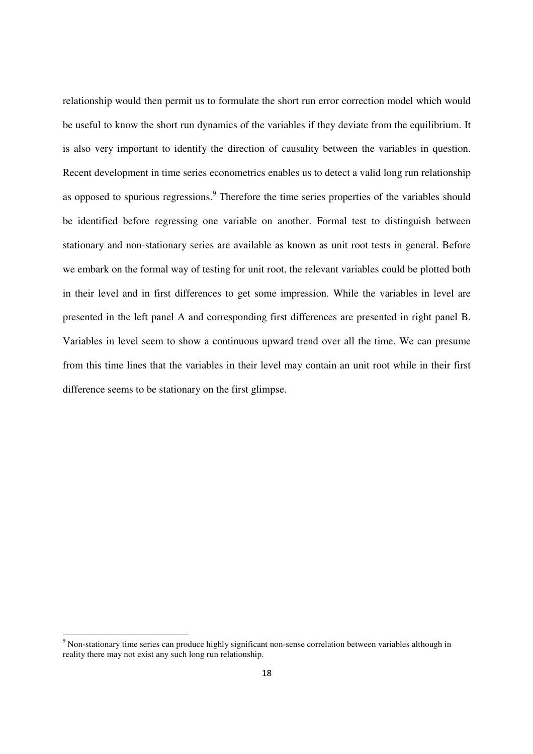relationship would then permit us to formulate the short run error correction model which would be useful to know the short run dynamics of the variables if they deviate from the equilibrium. It is also very important to identify the direction of causality between the variables in question. Recent development in time series econometrics enables us to detect a valid long run relationship as opposed to spurious regressions.[9] Therefore the time series properties of the variables should be identified before regressing one variable on another. Formal test to distinguish between stationary and non-stationary series are available as known as unit root tests in general. Before we embark on the formal way of testing for unit root, the relevant variables could be plotted both in their level and in first differences to get some impression. While the variables in level are presented in the left panel A and corresponding first differences are presented in right panel B. Variables in level seem to show a continuous upward trend over all the time. We can presume from this time lines that the variables in their level may contain an unit root while in their first difference seems to be stationary on the first glimpse.

[9] Non-stationary time series can produce highly significant non-sense correlation between variables although in reality there may not exist any such long run relationship.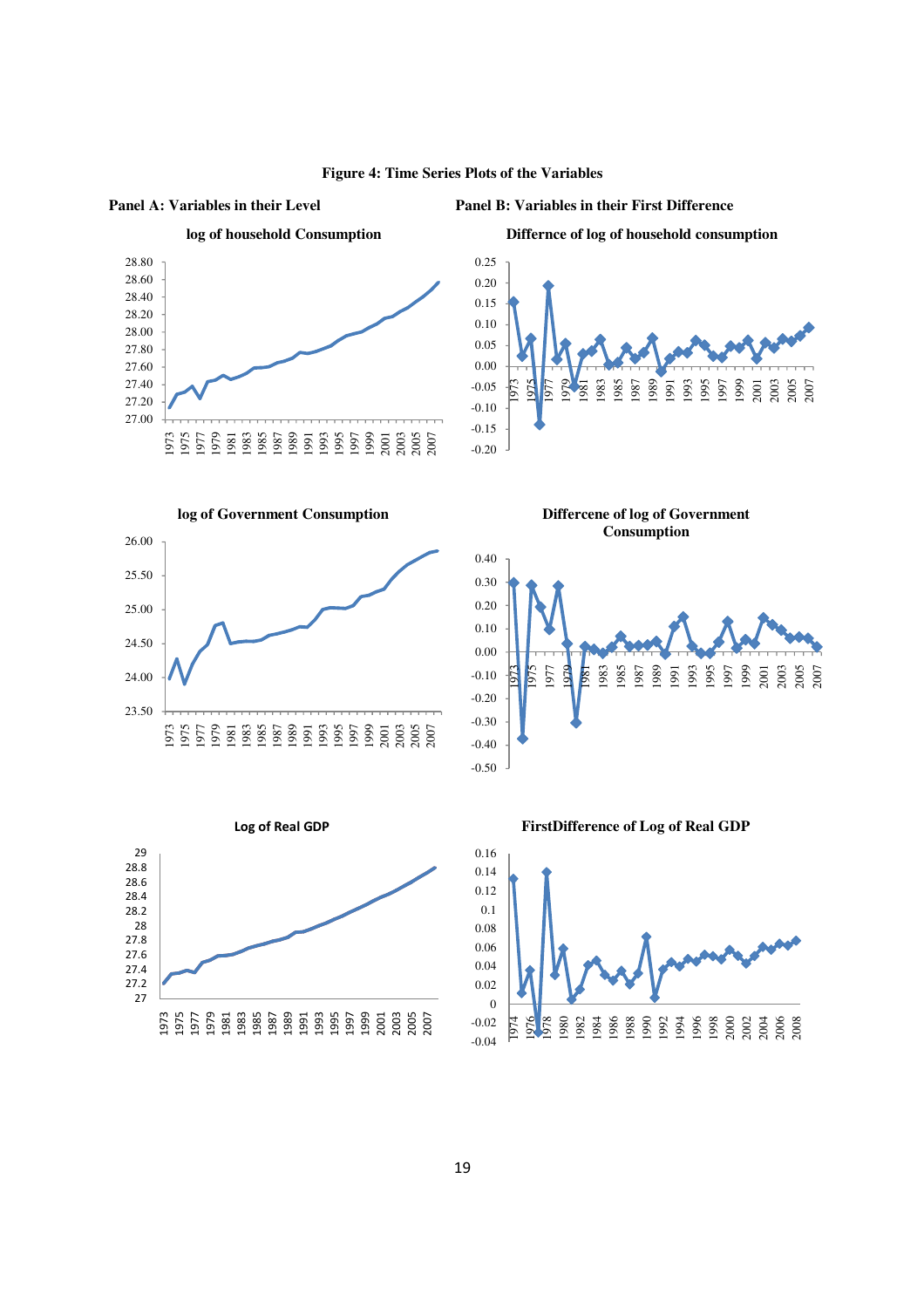**Figure 4: Time Series Plots of the Variables**

**Panel A: Variables in their Level**

**Panel B: Variables in their First Difference**

**log of household Consumption**

**Differnce of log of household consumption**

**log of Government Consumption**

**Differcene of log of Government Consumption**

**Log of Real GDP**

**FirstDifference of Log of Real GDP**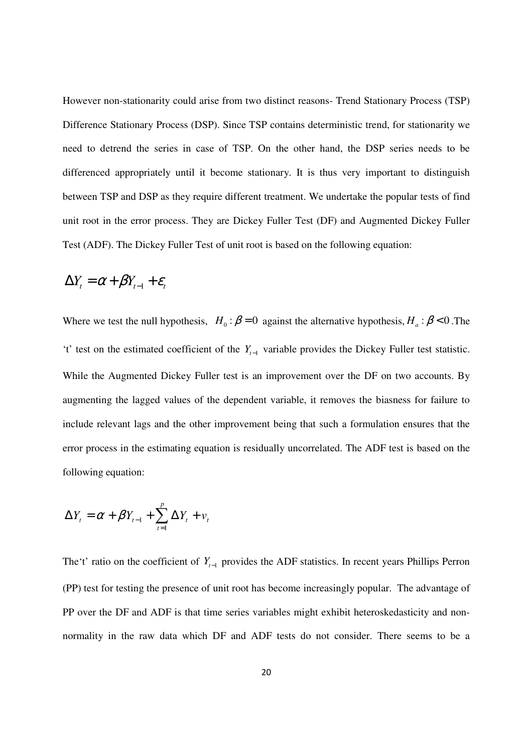However non-stationarity could arise from two distinct reasons- Trend Stationary Process (TSP) Difference Stationary Process (DSP). Since TSP contains deterministic trend, for stationarity we need to detrend the series in case of TSP. On the other hand, the DSP series needs to be differenced appropriately until it become stationary. It is thus very important to distinguish between TSP and DSP as they require different treatment. We undertake the popular tests of find unit root in the error process. They are Dickey Fuller Test (DF) and Augmented Dickey Fuller Test (ADF). The Dickey Fuller Test of unit root is based on the following equation:

$$\Delta Y_t = \alpha + \beta Y_{t-1} + \varepsilon_t$$

Where we test the null hypothesis, $H_0 : \beta = 0$ against the alternative hypothesis, $H_a : \beta < 0$ .The 't' test on the estimated coefficient of the $Y_{t-1}$ variable provides the Dickey Fuller test statistic. While the Augmented Dickey Fuller test is an improvement over the DF on two accounts. By augmenting the lagged values of the dependent variable, it removes the biasness for failure to include relevant lags and the other improvement being that such a formulation ensures that the error process in the estimating equation is residually uncorrelated. The ADF test is based on the following equation:

$$\Delta Y_t = \alpha + \beta Y_{t-1} + \sum_{t=1}^{p} \Delta Y_t + v_t$$

The't' ratio on the coefficient of $Y_{t-1}$ provides the ADF statistics. In recent years Phillips Perron (PP) test for testing the presence of unit root has become increasingly popular. The advantage of PP over the DF and ADF is that time series variables might exhibit heteroskedasticity and non-normality in the raw data which DF and ADF tests do not consider. There seems to be a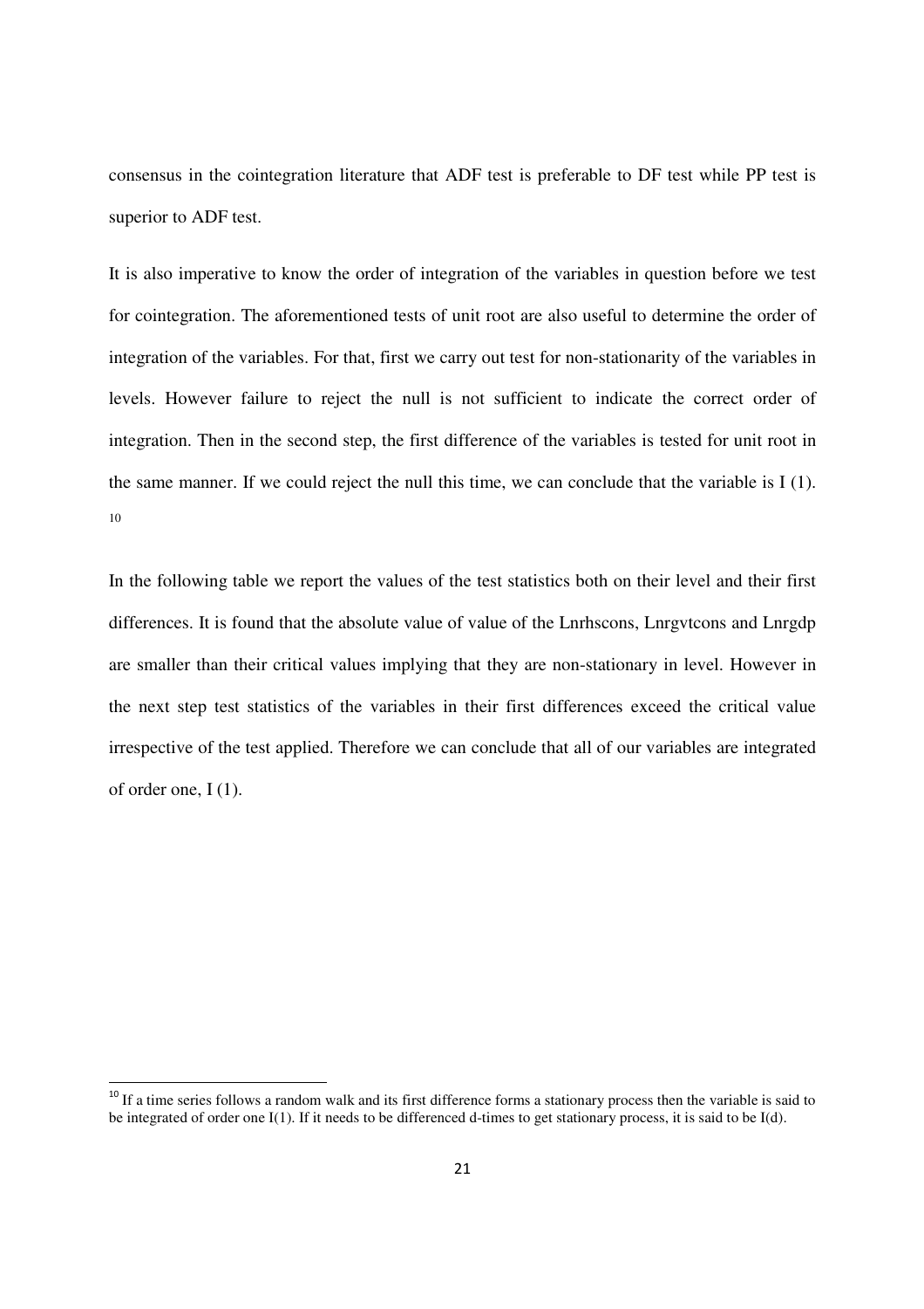consensus in the cointegration literature that ADF test is preferable to DF test while PP test is superior to ADF test.

It is also imperative to know the order of integration of the variables in question before we test for cointegration. The aforementioned tests of unit root are also useful to determine the order of integration of the variables. For that, first we carry out test for non-stationarity of the variables in levels. However failure to reject the null is not sufficient to indicate the correct order of integration. Then in the second step, the first difference of the variables is tested for unit root in the same manner. If we could reject the null this time, we can conclude that the variable is I (1). [10]

In the following table we report the values of the test statistics both on their level and their first differences. It is found that the absolute value of value of the Lnrhscons, Lnrgvtcons and Lnrgdp are smaller than their critical values implying that they are non-stationary in level. However in the next step test statistics of the variables in their first differences exceed the critical value irrespective of the test applied. Therefore we can conclude that all of our variables are integrated of order one, I (1).

---

[10] If a time series follows a random walk and its first difference forms a stationary process then the variable is said to be integrated of order one I(1). If it needs to be differenced d-times to get stationary process, it is said to be I(d).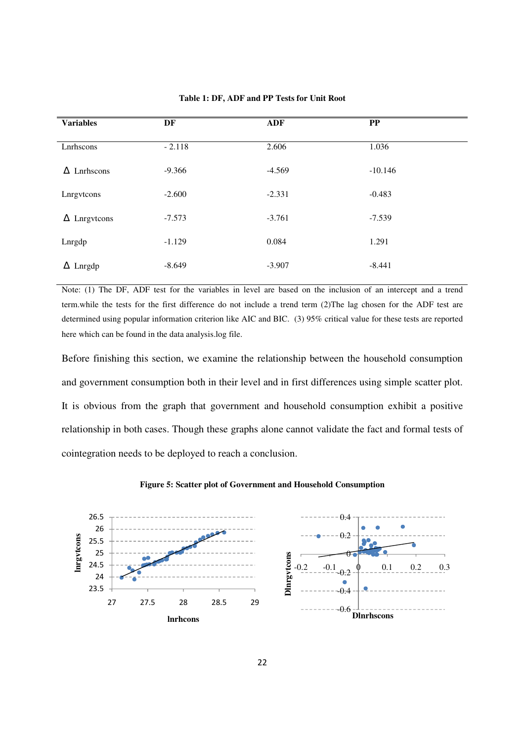**Table 1: DF, ADF and PP Tests for Unit Root**

| Variables | DF | ADF | PP |
|---|---|---|---|
| Lnrhscons | - 2.118 | 2.606 | 1.036 |
| Δ Lnrhscons | -9.366 | -4.569 | -10.146 |
| Lnrgvtcons | -2.600 | -2.331 | -0.483 |
| Δ Lnrgvtcons | -7.573 | -3.761 | -7.539 |
| Lnrgdp | -1.129 | 0.084 | 1.291 |
| Δ Lnrgdp | -8.649 | -3.907 | -8.441 |

Note: (1) The DF, ADF test for the variables in level are based on the inclusion of an intercept and a trend term.while the tests for the first difference do not include a trend term (2)The lag chosen for the ADF test are determined using popular information criterion like AIC and BIC. (3) 95% critical value for these tests are reported here which can be found in the data analysis.log file.

Before finishing this section, we examine the relationship between the household consumption and government consumption both in their level and in first differences using simple scatter plot. It is obvious from the graph that government and household consumption exhibit a positive relationship in both cases. Though these graphs alone cannot validate the fact and formal tests of cointegration needs to be deployed to reach a conclusion.

**Figure 5: Scatter plot of Government and Household Consumption**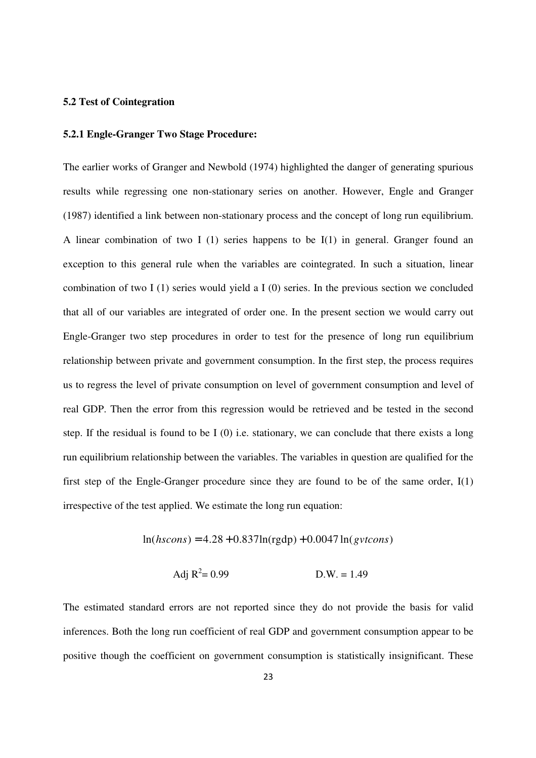### 5.2 Test of Cointegration

#### 5.2.1 Engle-Granger Two Stage Procedure:

The earlier works of Granger and Newbold (1974) highlighted the danger of generating spurious results while regressing one non-stationary series on another. However, Engle and Granger (1987) identified a link between non-stationary process and the concept of long run equilibrium. A linear combination of two I (1) series happens to be I(1) in general. Granger found an exception to this general rule when the variables are cointegrated. In such a situation, linear combination of two I (1) series would yield a I (0) series. In the previous section we concluded that all of our variables are integrated of order one. In the present section we would carry out Engle-Granger two step procedures in order to test for the presence of long run equilibrium relationship between private and government consumption. In the first step, the process requires us to regress the level of private consumption on level of government consumption and level of real GDP. Then the error from this regression would be retrieved and be tested in the second step. If the residual is found to be I (0) i.e. stationary, we can conclude that there exists a long run equilibrium relationship between the variables. The variables in question are qualified for the first step of the Engle-Granger procedure since they are found to be of the same order, I(1) irrespective of the test applied. We estimate the long run equation:

$$\ln(hscons) = 4.28 + 0.837 \ln(\text{rgdp}) + 0.0047 \ln(gvtcons)$$

$$\text{Adj } R^2 = 0.99 \qquad\qquad \text{D.W.} = 1.49$$

The estimated standard errors are not reported since they do not provide the basis for valid inferences. Both the long run coefficient of real GDP and government consumption appear to be positive though the coefficient on government consumption is statistically insignificant. These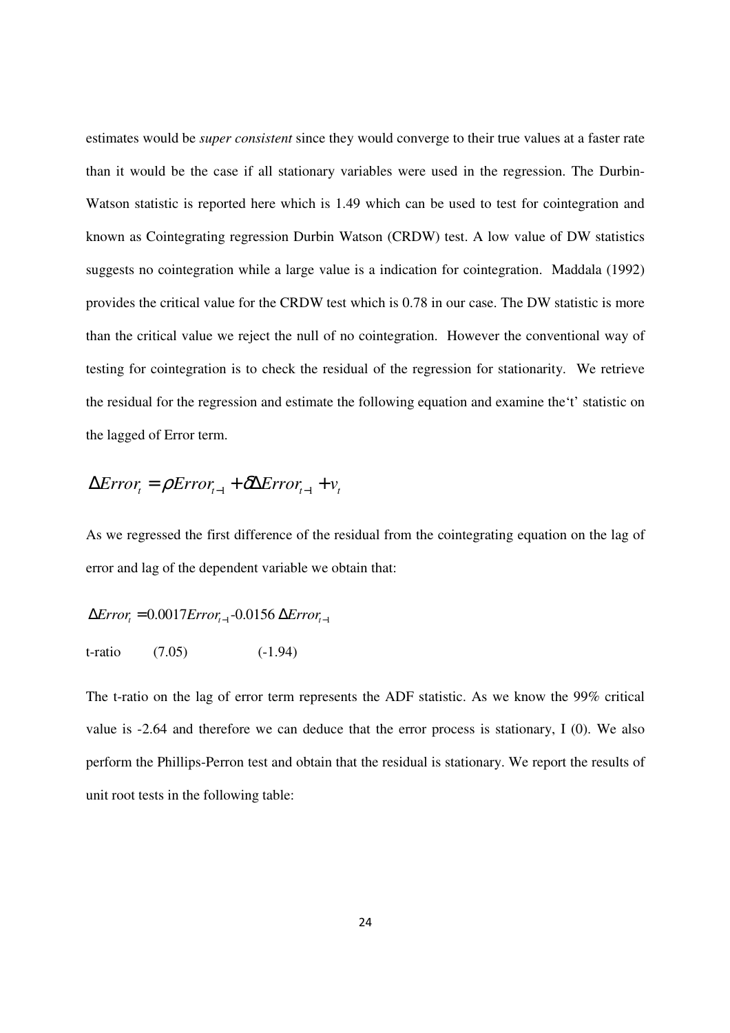estimates would be *super consistent* since they would converge to their true values at a faster rate than it would be the case if all stationary variables were used in the regression. The Durbin-Watson statistic is reported here which is 1.49 which can be used to test for cointegration and known as Cointegrating regression Durbin Watson (CRDW) test. A low value of DW statistics suggests no cointegration while a large value is a indication for cointegration. Maddala (1992) provides the critical value for the CRDW test which is 0.78 in our case. The DW statistic is more than the critical value we reject the null of no cointegration. However the conventional way of testing for cointegration is to check the residual of the regression for stationarity. We retrieve the residual for the regression and estimate the following equation and examine the't' statistic on the lagged of Error term.

$$\Delta Error_t = \rho Error_{t-1} + \delta \Delta Error_{t-1} + v_t$$

As we regressed the first difference of the residual from the cointegrating equation on the lag of error and lag of the dependent variable we obtain that:

$$\Delta Error_t = 0.0017 Error_{t-1} - 0.0156\, \Delta Error_{t-1}$$

t-ratio (7.05) (-1.94)

The t-ratio on the lag of error term represents the ADF statistic. As we know the 99% critical value is -2.64 and therefore we can deduce that the error process is stationary, I (0). We also perform the Phillips-Perron test and obtain that the residual is stationary. We report the results of unit root tests in the following table: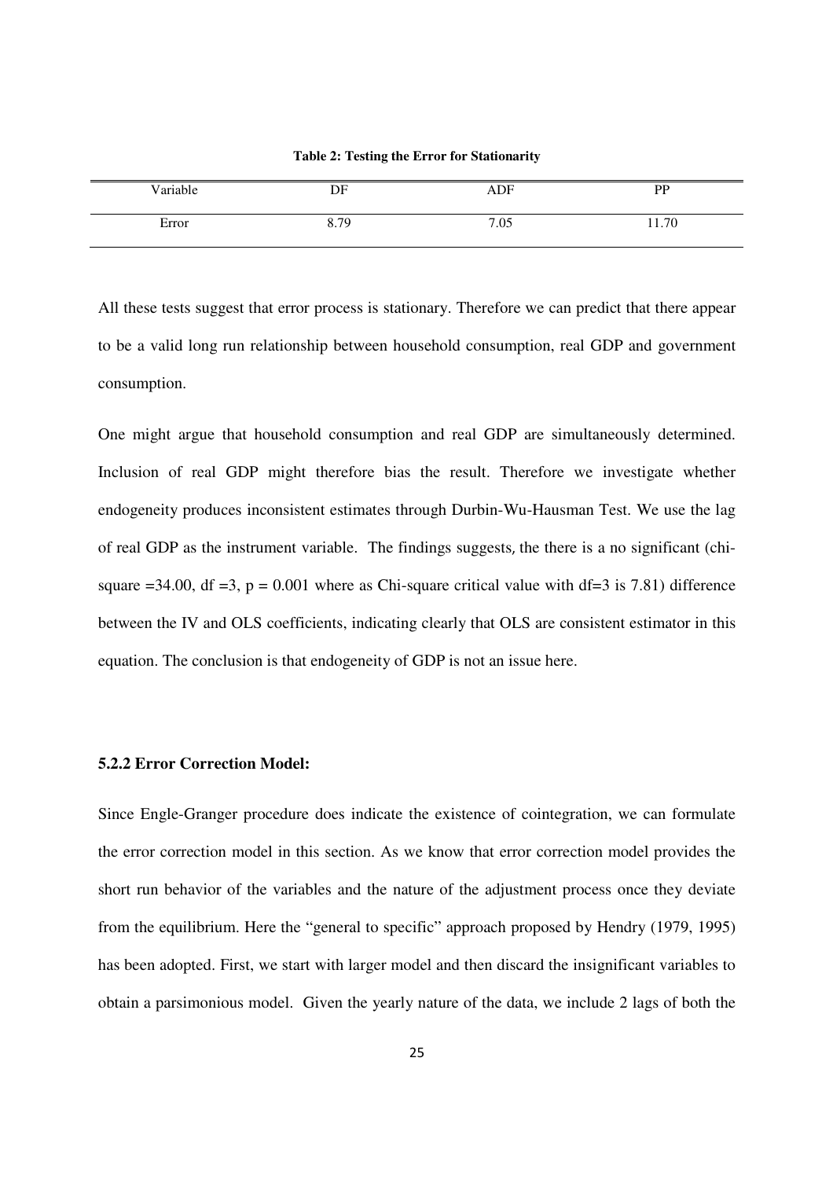**Table 2: Testing the Error for Stationarity**

| Variable | DF | ADF | PP |
|---|---|---|---|
| Error | 8.79 | 7.05 | 11.70 |

All these tests suggest that error process is stationary. Therefore we can predict that there appear to be a valid long run relationship between household consumption, real GDP and government consumption.

One might argue that household consumption and real GDP are simultaneously determined. Inclusion of real GDP might therefore bias the result. Therefore we investigate whether endogeneity produces inconsistent estimates through Durbin-Wu-Hausman Test. We use the lag of real GDP as the instrument variable. The findings suggests, the there is a no significant (chi-square =34.00, df =3, p = 0.001 where as Chi-square critical value with df=3 is 7.81) difference between the IV and OLS coefficients, indicating clearly that OLS are consistent estimator in this equation. The conclusion is that endogeneity of GDP is not an issue here.

### 5.2.2 Error Correction Model:

Since Engle-Granger procedure does indicate the existence of cointegration, we can formulate the error correction model in this section. As we know that error correction model provides the short run behavior of the variables and the nature of the adjustment process once they deviate from the equilibrium. Here the "general to specific" approach proposed by Hendry (1979, 1995) has been adopted. First, we start with larger model and then discard the insignificant variables to obtain a parsimonious model. Given the yearly nature of the data, we include 2 lags of both the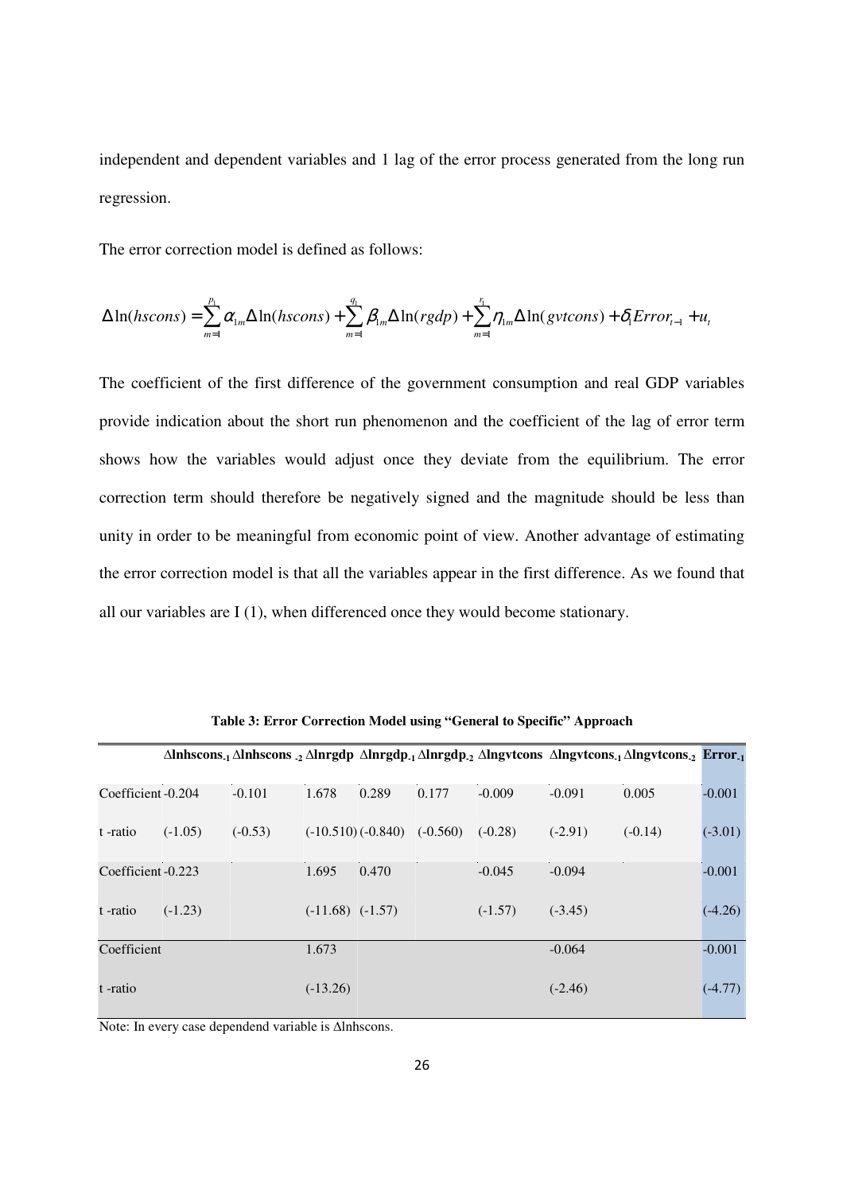independent and dependent variables and 1 lag of the error process generated from the long run regression.

The error correction model is defined as follows:

$$\Delta \ln(hscons) = \sum_{m=1}^{p_1} \alpha_{1m} \Delta \ln(hscons) + \sum_{m=1}^{q_1} \beta_{1m} \Delta \ln(rgdp) + \sum_{m=1}^{r_1} \eta_{1m} \Delta \ln(gvtcons) + \delta_1 Error_{t-1} + u_t$$

The coefficient of the first difference of the government consumption and real GDP variables provide indication about the short run phenomenon and the coefficient of the lag of error term shows how the variables would adjust once they deviate from the equilibrium. The error correction term should therefore be negatively signed and the magnitude should be less than unity in order to be meaningful from economic point of view. Another advantage of estimating the error correction model is that all the variables appear in the first difference. As we found that all our variables are I (1), when differenced once they would become stationary.

**Table 3: Error Correction Model using "General to Specific" Approach**

| | $\Delta$lnhscons$_{-1}$ | $\Delta$lnhscons$_{-2}$ | $\Delta$lnrgdp | $\Delta$lnrgdp$_{-1}$ | $\Delta$lnrgdp$_{-2}$ | $\Delta$lngvtcons | $\Delta$lngvtcons$_{-1}$ | $\Delta$lngvtcons$_{-2}$ | **Error$_{-1}$** |
|---|---|---|---|---|---|---|---|---|---|
| Coefficient | -0.204 | -0.101 | 1.678 | 0.289 | 0.177 | -0.009 | -0.091 | 0.005 | -0.001 |
| t -ratio | (-1.05) | (-0.53) | (-10.510) | (-0.840) | (-0.560) | (-0.28) | (-2.91) | (-0.14) | (-3.01) |
| Coefficient | -0.223 | | 1.695 | 0.470 | | -0.045 | -0.094 | | -0.001 |
| t -ratio | (-1.23) | | (-11.68) | (-1.57) | | (-1.57) | (-3.45) | | (-4.26) |
| Coefficient | | | 1.673 | | | | -0.064 | | -0.001 |
| t -ratio | | | (-13.26) | | | | (-2.46) | | (-4.77) |

Note: In every case dependend variable is $\Delta$lnhscons.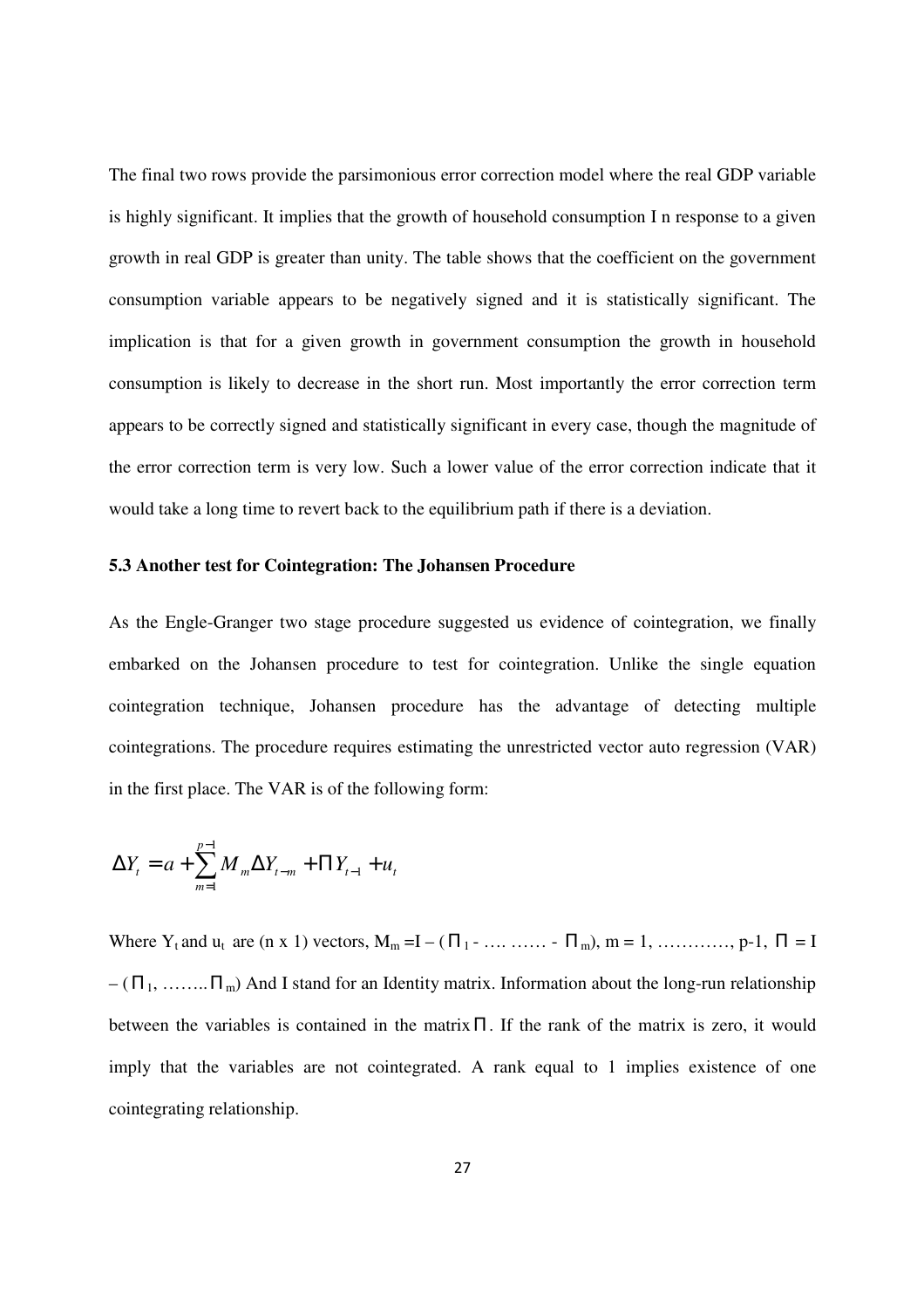The final two rows provide the parsimonious error correction model where the real GDP variable is highly significant. It implies that the growth of household consumption I n response to a given growth in real GDP is greater than unity. The table shows that the coefficient on the government consumption variable appears to be negatively signed and it is statistically significant. The implication is that for a given growth in government consumption the growth in household consumption is likely to decrease in the short run. Most importantly the error correction term appears to be correctly signed and statistically significant in every case, though the magnitude of the error correction term is very low. Such a lower value of the error correction indicate that it would take a long time to revert back to the equilibrium path if there is a deviation.

### 5.3 Another test for Cointegration: The Johansen Procedure

As the Engle-Granger two stage procedure suggested us evidence of cointegration, we finally embarked on the Johansen procedure to test for cointegration. Unlike the single equation cointegration technique, Johansen procedure has the advantage of detecting multiple cointegrations. The procedure requires estimating the unrestricted vector auto regression (VAR) in the first place. The VAR is of the following form:

$$\Delta Y_t = a + \sum_{m=1}^{p-1} M_m \Delta Y_{t-m} + \Pi Y_{t-1} + u_t$$

Where $Y_t$ and $u_t$ are (n x 1) vectors, $M_m = I - (\Pi_1 - \ldots \ldots\ldots - \Pi_m)$, m = 1, …………, p-1, $\Pi = I - (\Pi_1, \ldots\ldots\ldots \Pi_m)$ And I stand for an Identity matrix. Information about the long-run relationship between the variables is contained in the matrix $\Pi$. If the rank of the matrix is zero, it would imply that the variables are not cointegrated. A rank equal to 1 implies existence of one cointegrating relationship.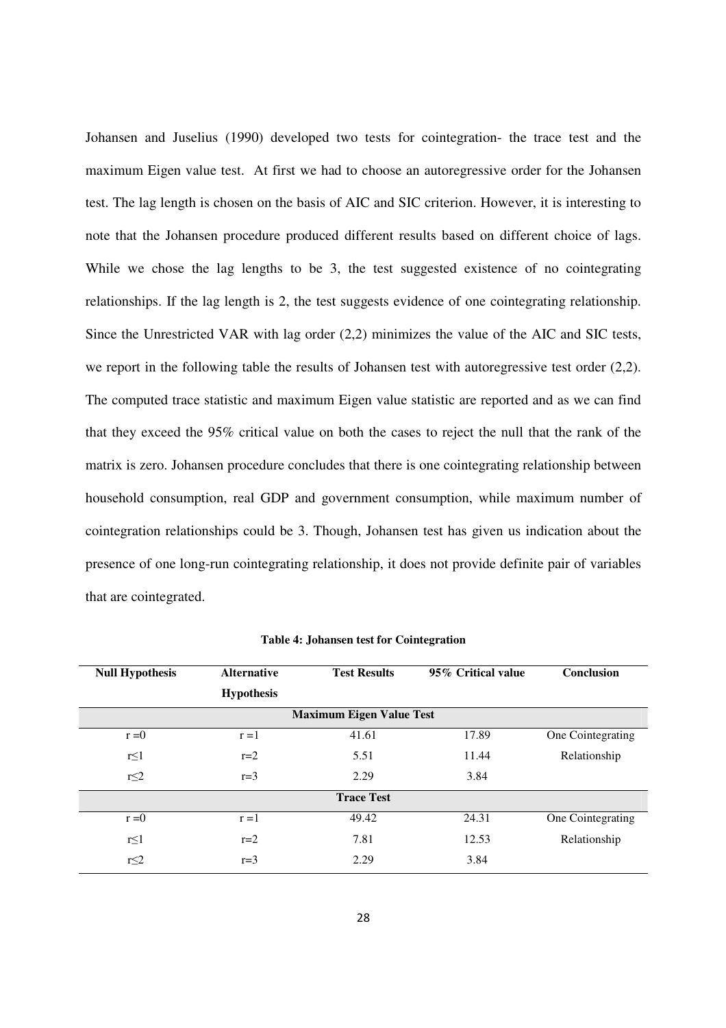Johansen and Juselius (1990) developed two tests for cointegration- the trace test and the maximum Eigen value test. At first we had to choose an autoregressive order for the Johansen test. The lag length is chosen on the basis of AIC and SIC criterion. However, it is interesting to note that the Johansen procedure produced different results based on different choice of lags. While we chose the lag lengths to be 3, the test suggested existence of no cointegrating relationships. If the lag length is 2, the test suggests evidence of one cointegrating relationship. Since the Unrestricted VAR with lag order (2,2) minimizes the value of the AIC and SIC tests, we report in the following table the results of Johansen test with autoregressive test order (2,2). The computed trace statistic and maximum Eigen value statistic are reported and as we can find that they exceed the 95% critical value on both the cases to reject the null that the rank of the matrix is zero. Johansen procedure concludes that there is one cointegrating relationship between household consumption, real GDP and government consumption, while maximum number of cointegration relationships could be 3. Though, Johansen test has given us indication about the presence of one long-run cointegrating relationship, it does not provide definite pair of variables that are cointegrated.

**Table 4: Johansen test for Cointegration**

| Null Hypothesis | Alternative Hypothesis | Test Results | 95% Critical value | Conclusion |
|---|---|---|---|---|
| | | **Maximum Eigen Value Test** | | |
| $r = 0$ | $r = 1$ | 41.61 | 17.89 | One Cointegrating Relationship |
| $r \leq 1$ | $r = 2$ | 5.51 | 11.44 | |
| $r \leq 2$ | $r = 3$ | 2.29 | 3.84 | |
| | | **Trace Test** | | |
| $r = 0$ | $r = 1$ | 49.42 | 24.31 | One Cointegrating Relationship |
| $r \leq 1$ | $r = 2$ | 7.81 | 12.53 | |
| $r \leq 2$ | $r = 3$ | 2.29 | 3.84 | |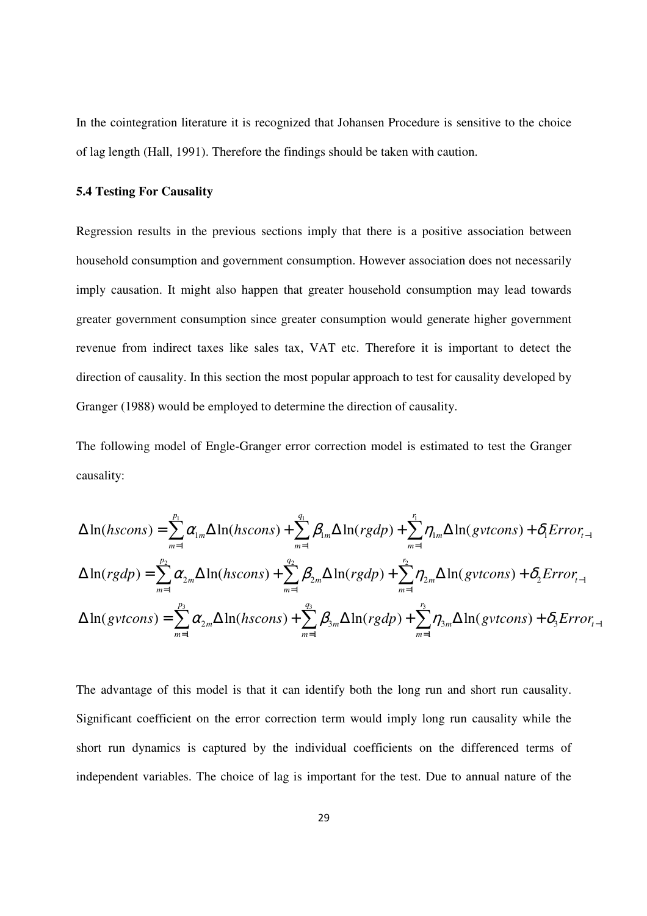In the cointegration literature it is recognized that Johansen Procedure is sensitive to the choice of lag length (Hall, 1991). Therefore the findings should be taken with caution.

### 5.4 Testing For Causality

Regression results in the previous sections imply that there is a positive association between household consumption and government consumption. However association does not necessarily imply causation. It might also happen that greater household consumption may lead towards greater government consumption since greater consumption would generate higher government revenue from indirect taxes like sales tax, VAT etc. Therefore it is important to detect the direction of causality. In this section the most popular approach to test for causality developed by Granger (1988) would be employed to determine the direction of causality.

The following model of Engle-Granger error correction model is estimated to test the Granger causality:

$$\Delta \ln(hscons) = \sum_{m=1}^{p_1} \alpha_{1m} \Delta \ln(hscons) + \sum_{m=1}^{q_1} \beta_{1m} \Delta \ln(rgdp) + \sum_{m=1}^{r_1} \eta_{1m} \Delta \ln(gvtcons) + \delta_1 Error_{t-1}$$

$$\Delta \ln(rgdp) = \sum_{m=1}^{p_2} \alpha_{2m} \Delta \ln(hscons) + \sum_{m=1}^{q_2} \beta_{2m} \Delta \ln(rgdp) + \sum_{m=1}^{r_2} \eta_{2m} \Delta \ln(gvtcons) + \delta_2 Error_{t-1}$$

$$\Delta \ln(gvtcons) = \sum_{m=1}^{p_3} \alpha_{2m} \Delta \ln(hscons) + \sum_{m=1}^{q_3} \beta_{3m} \Delta \ln(rgdp) + \sum_{m=1}^{r_3} \eta_{3m} \Delta \ln(gvtcons) + \delta_3 Error_{t-1}$$

The advantage of this model is that it can identify both the long run and short run causality. Significant coefficient on the error correction term would imply long run causality while the short run dynamics is captured by the individual coefficients on the differenced terms of independent variables. The choice of lag is important for the test. Due to annual nature of the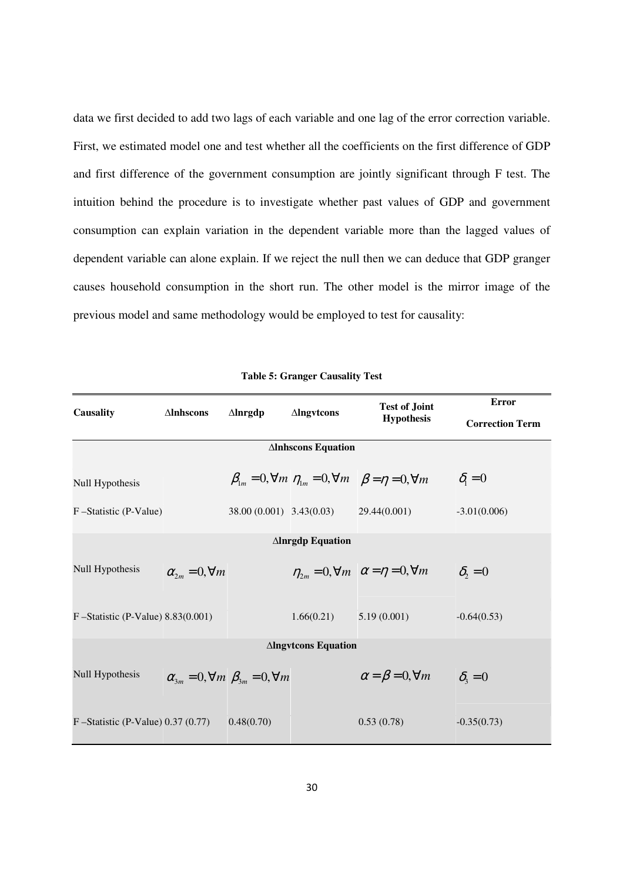data we first decided to add two lags of each variable and one lag of the error correction variable. First, we estimated model one and test whether all the coefficients on the first difference of GDP and first difference of the government consumption are jointly significant through F test. The intuition behind the procedure is to investigate whether past values of GDP and government consumption can explain variation in the dependent variable more than the lagged values of dependent variable can alone explain. If we reject the null then we can deduce that GDP granger causes household consumption in the short run. The other model is the mirror image of the previous model and same methodology would be employed to test for causality:

**Table 5: Granger Causality Test**

| Causality | ∆lnhscons | ∆lnrgdp | ∆lngvtcons | Test of Joint Hypothesis | Error Correction Term |
|---|---|---|---|---|---|
| **∆lnhscons Equation** | | | | | |
| Null Hypothesis | | $\beta_{1m} = 0, \forall m$ | $\eta_{1m} = 0, \forall m$ | $\beta = \eta = 0, \forall m$ | $\delta_1 = 0$ |
| F –Statistic (P-Value) | | 38.00 (0.001) | 3.43(0.03) | 29.44(0.001) | -3.01(0.006) |
| **∆lnrgdp Equation** | | | | | |
| Null Hypothesis | $\alpha_{2m} = 0, \forall m$ | | $\eta_{2m} = 0, \forall m$ | $\alpha = \eta = 0, \forall m$ | $\delta_2 = 0$ |
| F –Statistic (P-Value) | 8.83(0.001) | | 1.66(0.21) | 5.19 (0.001) | -0.64(0.53) |
| **∆lngvtcons Equation** | | | | | |
| Null Hypothesis | $\alpha_{3m} = 0, \forall m$ | $\beta_{3m} = 0, \forall m$ | | $\alpha = \beta = 0, \forall m$ | $\delta_3 = 0$ |
| F –Statistic (P-Value) | 0.37 (0.77) | 0.48(0.70) | | 0.53 (0.78) | -0.35(0.73) |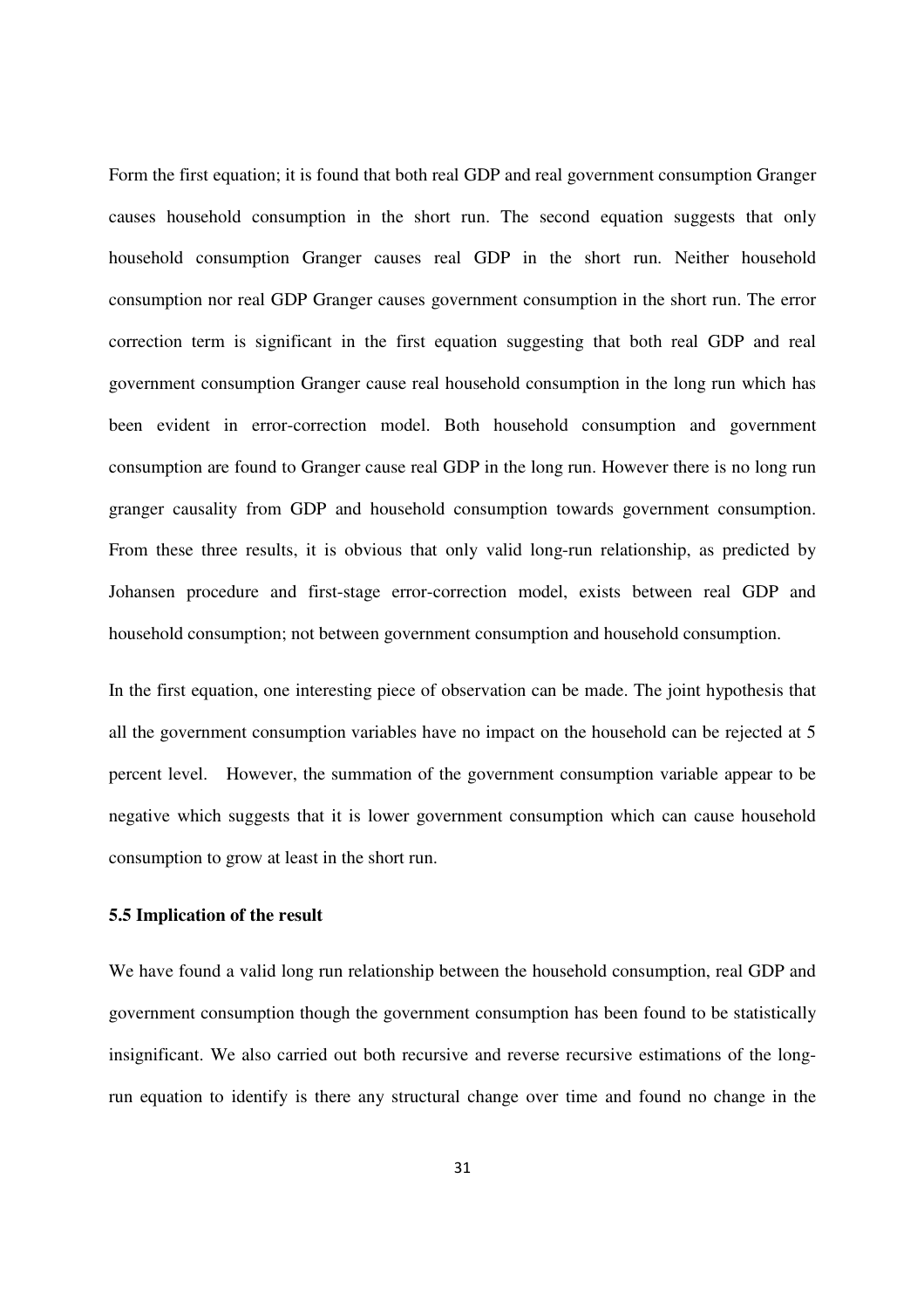Form the first equation; it is found that both real GDP and real government consumption Granger causes household consumption in the short run. The second equation suggests that only household consumption Granger causes real GDP in the short run. Neither household consumption nor real GDP Granger causes government consumption in the short run. The error correction term is significant in the first equation suggesting that both real GDP and real government consumption Granger cause real household consumption in the long run which has been evident in error-correction model. Both household consumption and government consumption are found to Granger cause real GDP in the long run. However there is no long run granger causality from GDP and household consumption towards government consumption. From these three results, it is obvious that only valid long-run relationship, as predicted by Johansen procedure and first-stage error-correction model, exists between real GDP and household consumption; not between government consumption and household consumption.

In the first equation, one interesting piece of observation can be made. The joint hypothesis that all the government consumption variables have no impact on the household can be rejected at 5 percent level. However, the summation of the government consumption variable appear to be negative which suggests that it is lower government consumption which can cause household consumption to grow at least in the short run.

### 5.5 Implication of the result

We have found a valid long run relationship between the household consumption, real GDP and government consumption though the government consumption has been found to be statistically insignificant. We also carried out both recursive and reverse recursive estimations of the long-run equation to identify is there any structural change over time and found no change in the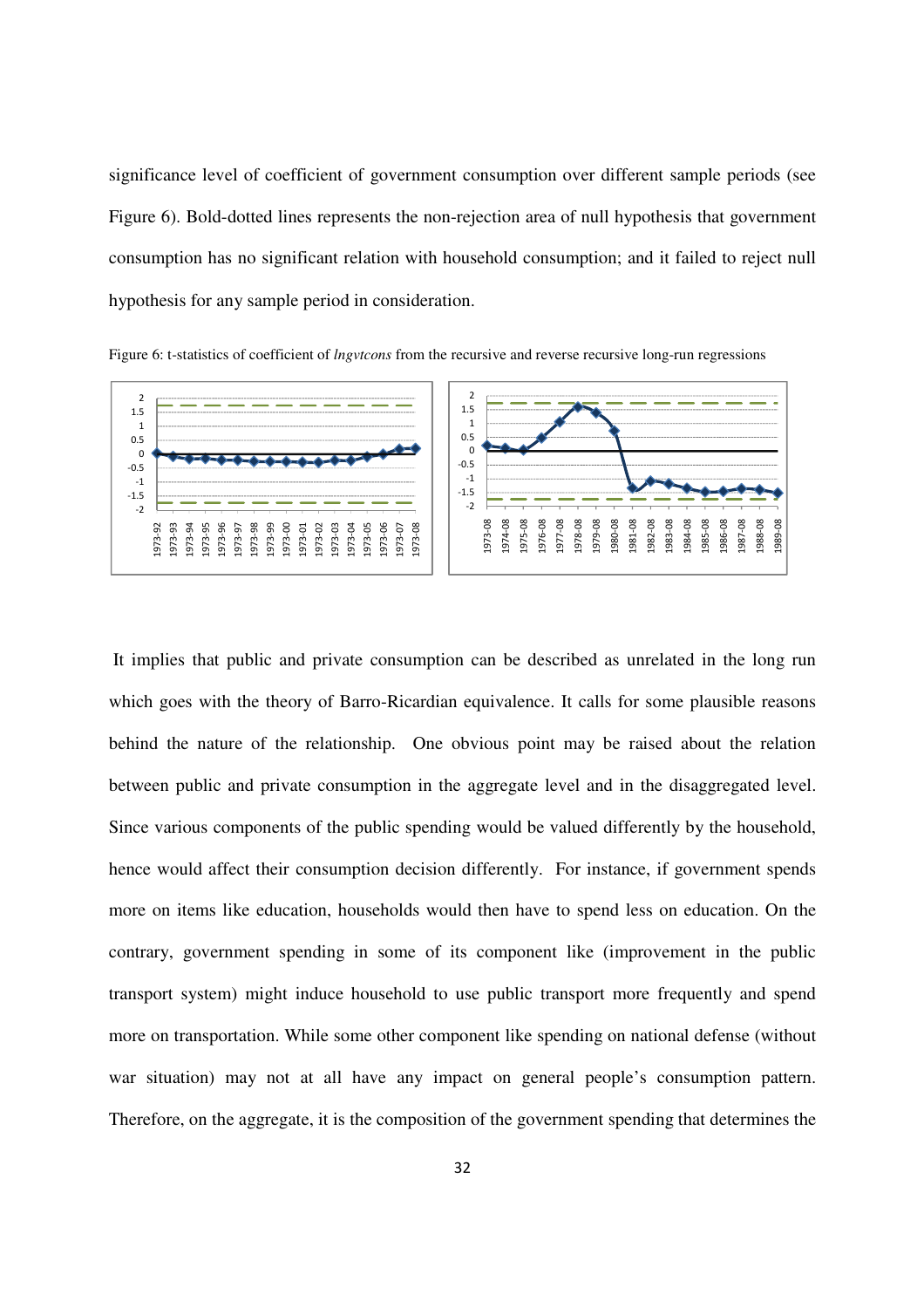significance level of coefficient of government consumption over different sample periods (see Figure 6). Bold-dotted lines represents the non-rejection area of null hypothesis that government consumption has no significant relation with household consumption; and it failed to reject null hypothesis for any sample period in consideration.

Figure 6: t-statistics of coefficient of *lngvtcons* from the recursive and reverse recursive long-run regressions

It implies that public and private consumption can be described as unrelated in the long run which goes with the theory of Barro-Ricardian equivalence. It calls for some plausible reasons behind the nature of the relationship. One obvious point may be raised about the relation between public and private consumption in the aggregate level and in the disaggregated level. Since various components of the public spending would be valued differently by the household, hence would affect their consumption decision differently. For instance, if government spends more on items like education, households would then have to spend less on education. On the contrary, government spending in some of its component like (improvement in the public transport system) might induce household to use public transport more frequently and spend more on transportation. While some other component like spending on national defense (without war situation) may not at all have any impact on general people's consumption pattern. Therefore, on the aggregate, it is the composition of the government spending that determines the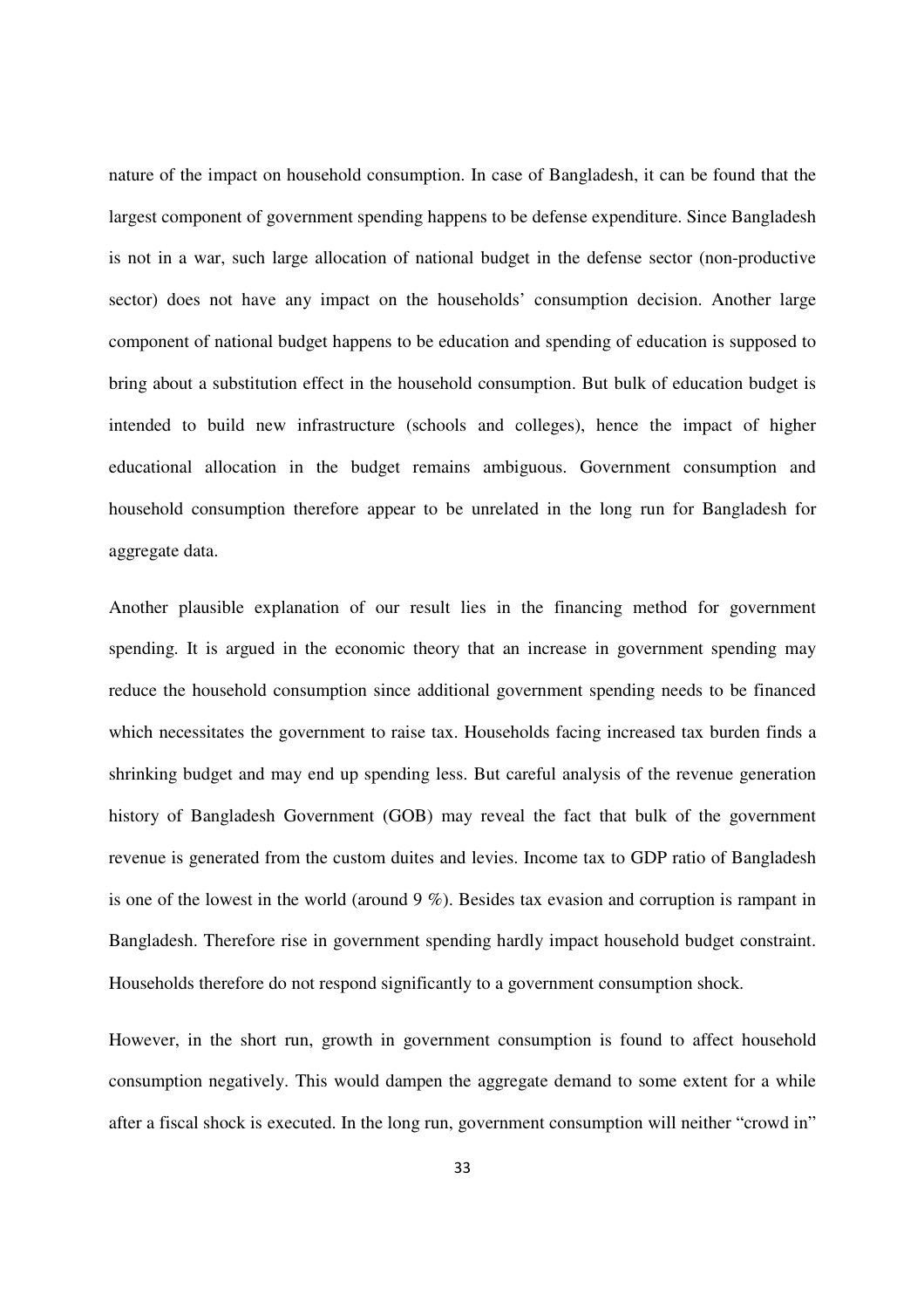nature of the impact on household consumption. In case of Bangladesh, it can be found that the largest component of government spending happens to be defense expenditure. Since Bangladesh is not in a war, such large allocation of national budget in the defense sector (non-productive sector) does not have any impact on the households' consumption decision. Another large component of national budget happens to be education and spending of education is supposed to bring about a substitution effect in the household consumption. But bulk of education budget is intended to build new infrastructure (schools and colleges), hence the impact of higher educational allocation in the budget remains ambiguous. Government consumption and household consumption therefore appear to be unrelated in the long run for Bangladesh for aggregate data.

Another plausible explanation of our result lies in the financing method for government spending. It is argued in the economic theory that an increase in government spending may reduce the household consumption since additional government spending needs to be financed which necessitates the government to raise tax. Households facing increased tax burden finds a shrinking budget and may end up spending less. But careful analysis of the revenue generation history of Bangladesh Government (GOB) may reveal the fact that bulk of the government revenue is generated from the custom duites and levies. Income tax to GDP ratio of Bangladesh is one of the lowest in the world (around 9 %). Besides tax evasion and corruption is rampant in Bangladesh. Therefore rise in government spending hardly impact household budget constraint. Households therefore do not respond significantly to a government consumption shock.

However, in the short run, growth in government consumption is found to affect household consumption negatively. This would dampen the aggregate demand to some extent for a while after a fiscal shock is executed. In the long run, government consumption will neither "crowd in"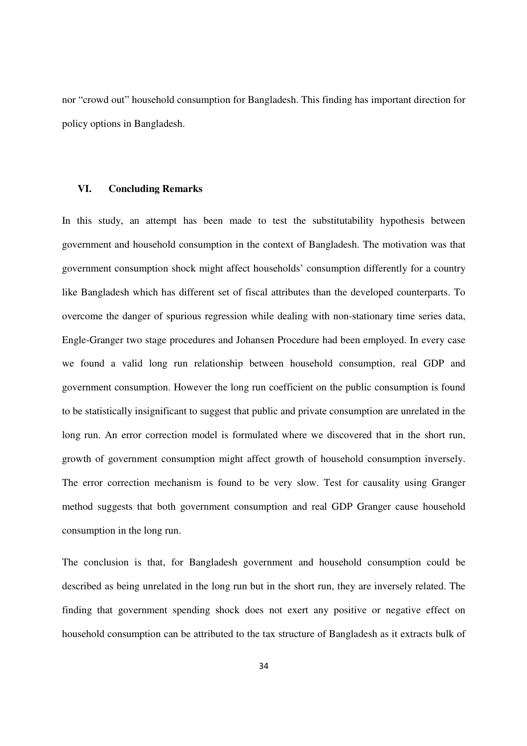nor "crowd out" household consumption for Bangladesh. This finding has important direction for policy options in Bangladesh.

## VI. Concluding Remarks

In this study, an attempt has been made to test the substitutability hypothesis between government and household consumption in the context of Bangladesh. The motivation was that government consumption shock might affect households' consumption differently for a country like Bangladesh which has different set of fiscal attributes than the developed counterparts. To overcome the danger of spurious regression while dealing with non-stationary time series data, Engle-Granger two stage procedures and Johansen Procedure had been employed. In every case we found a valid long run relationship between household consumption, real GDP and government consumption. However the long run coefficient on the public consumption is found to be statistically insignificant to suggest that public and private consumption are unrelated in the long run. An error correction model is formulated where we discovered that in the short run, growth of government consumption might affect growth of household consumption inversely. The error correction mechanism is found to be very slow. Test for causality using Granger method suggests that both government consumption and real GDP Granger cause household consumption in the long run.

The conclusion is that, for Bangladesh government and household consumption could be described as being unrelated in the long run but in the short run, they are inversely related. The finding that government spending shock does not exert any positive or negative effect on household consumption can be attributed to the tax structure of Bangladesh as it extracts bulk of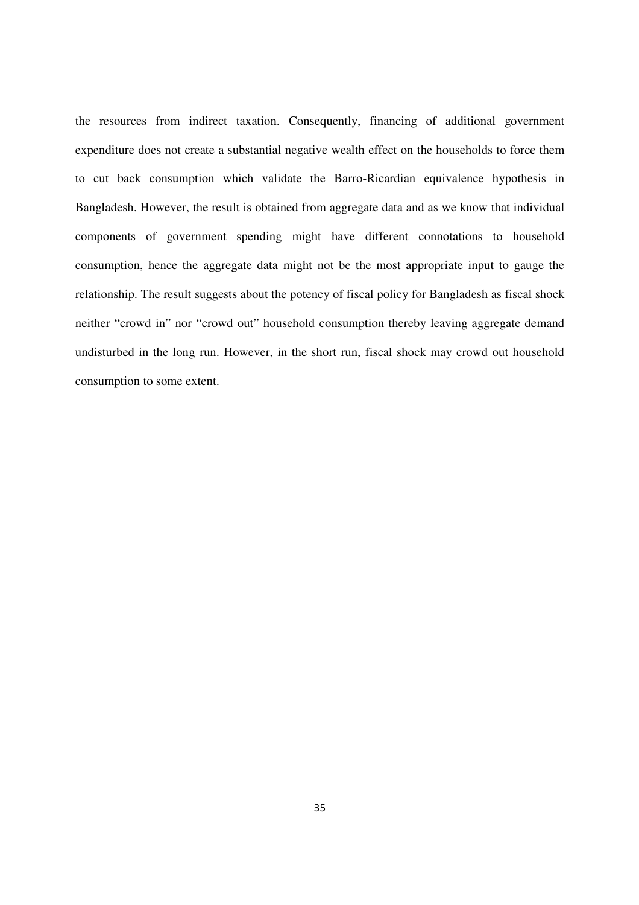the resources from indirect taxation. Consequently, financing of additional government expenditure does not create a substantial negative wealth effect on the households to force them to cut back consumption which validate the Barro-Ricardian equivalence hypothesis in Bangladesh. However, the result is obtained from aggregate data and as we know that individual components of government spending might have different connotations to household consumption, hence the aggregate data might not be the most appropriate input to gauge the relationship. The result suggests about the potency of fiscal policy for Bangladesh as fiscal shock neither "crowd in" nor "crowd out" household consumption thereby leaving aggregate demand undisturbed in the long run. However, in the short run, fiscal shock may crowd out household consumption to some extent.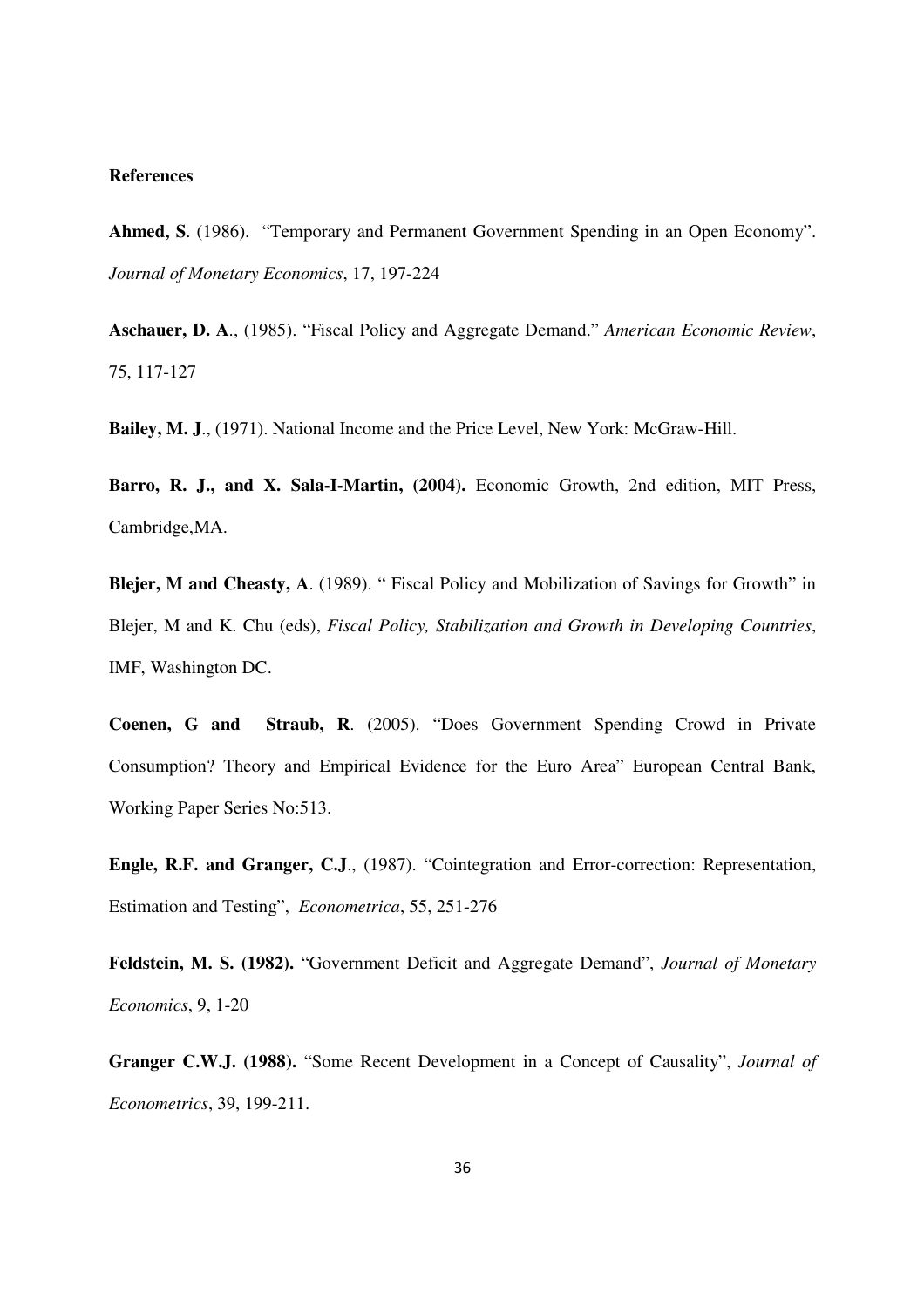**References**

**Ahmed, S**. (1986). "Temporary and Permanent Government Spending in an Open Economy". *Journal of Monetary Economics*, 17, 197-224

**Aschauer, D. A**., (1985). "Fiscal Policy and Aggregate Demand." *American Economic Review*, 75, 117-127

**Bailey, M. J**., (1971). National Income and the Price Level, New York: McGraw-Hill.

**Barro, R. J., and X. Sala-I-Martin, (2004).** Economic Growth, 2nd edition, MIT Press, Cambridge,MA.

**Blejer, M and Cheasty, A**. (1989). " Fiscal Policy and Mobilization of Savings for Growth" in Blejer, M and K. Chu (eds), *Fiscal Policy, Stabilization and Growth in Developing Countries*, IMF, Washington DC.

**Coenen, G and Straub, R**. (2005). "Does Government Spending Crowd in Private Consumption? Theory and Empirical Evidence for the Euro Area" European Central Bank, Working Paper Series No:513.

**Engle, R.F. and Granger, C.J**., (1987). "Cointegration and Error-correction: Representation, Estimation and Testing", *Econometrica*, 55, 251-276

**Feldstein, M. S. (1982).** "Government Deficit and Aggregate Demand", *Journal of Monetary Economics*, 9, 1-20

**Granger C.W.J. (1988).** "Some Recent Development in a Concept of Causality", *Journal of Econometrics*, 39, 199-211.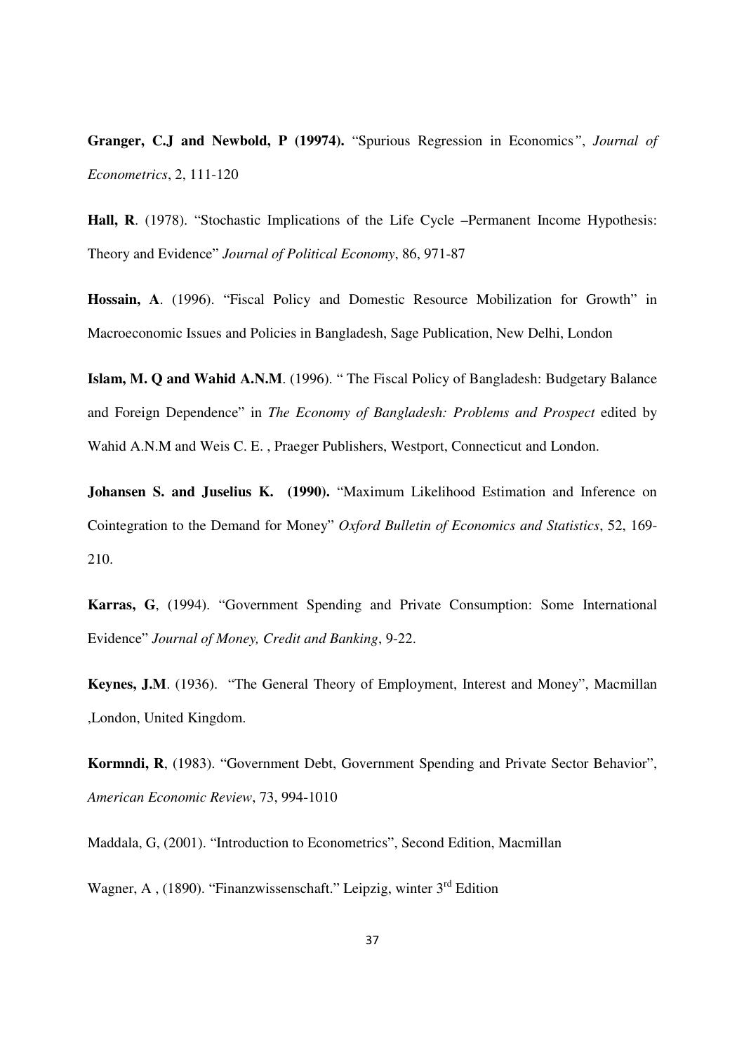**Granger, C.J and Newbold, P (19974).** "Spurious Regression in Economics", *Journal of Econometrics*, 2, 111-120

**Hall, R**. (1978). "Stochastic Implications of the Life Cycle –Permanent Income Hypothesis: Theory and Evidence" *Journal of Political Economy*, 86, 971-87

**Hossain, A**. (1996). "Fiscal Policy and Domestic Resource Mobilization for Growth" in Macroeconomic Issues and Policies in Bangladesh, Sage Publication, New Delhi, London

**Islam, M. Q and Wahid A.N.M**. (1996). " The Fiscal Policy of Bangladesh: Budgetary Balance and Foreign Dependence" in *The Economy of Bangladesh: Problems and Prospect* edited by Wahid A.N.M and Weis C. E. , Praeger Publishers, Westport, Connecticut and London.

**Johansen S. and Juselius K. (1990).** "Maximum Likelihood Estimation and Inference on Cointegration to the Demand for Money" *Oxford Bulletin of Economics and Statistics*, 52, 169-210.

**Karras, G**, (1994). "Government Spending and Private Consumption: Some International Evidence" *Journal of Money, Credit and Banking*, 9-22.

**Keynes, J.M**. (1936). "The General Theory of Employment, Interest and Money", Macmillan ,London, United Kingdom.

**Kormndi, R**, (1983). "Government Debt, Government Spending and Private Sector Behavior", *American Economic Review*, 73, 994-1010

Maddala, G, (2001). "Introduction to Econometrics", Second Edition, Macmillan

Wagner, A , (1890). "Finanzwissenschaft." Leipzig, winter 3rd Edition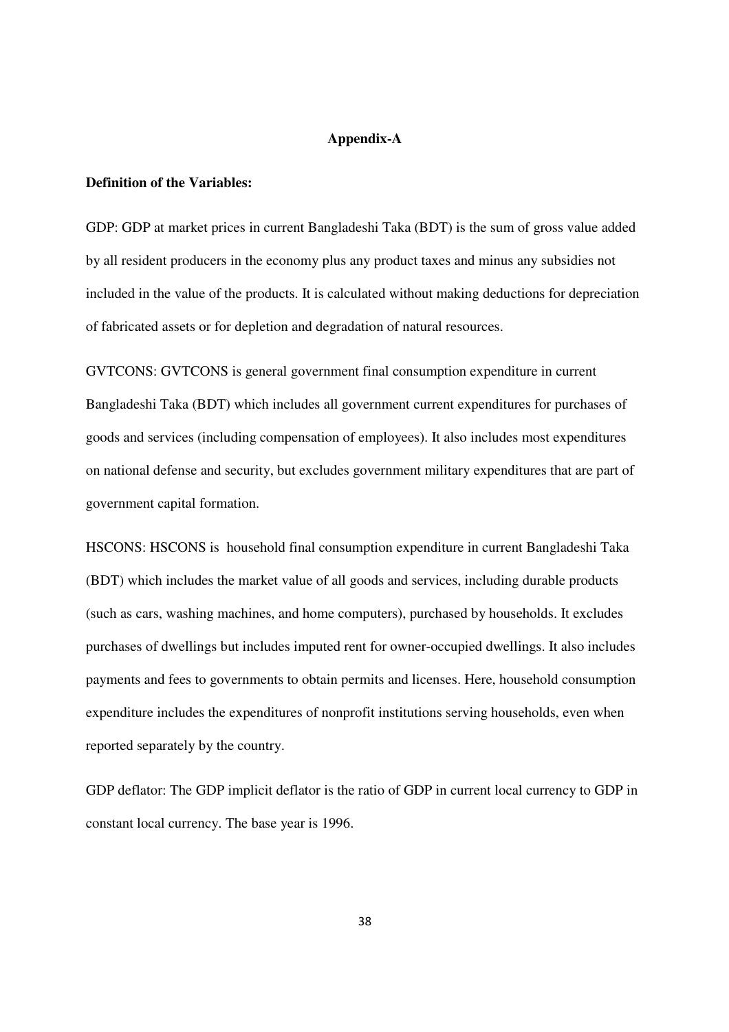## Appendix-A

**Definition of the Variables:**

GDP: GDP at market prices in current Bangladeshi Taka (BDT) is the sum of gross value added by all resident producers in the economy plus any product taxes and minus any subsidies not included in the value of the products. It is calculated without making deductions for depreciation of fabricated assets or for depletion and degradation of natural resources.

GVTCONS: GVTCONS is general government final consumption expenditure in current Bangladeshi Taka (BDT) which includes all government current expenditures for purchases of goods and services (including compensation of employees). It also includes most expenditures on national defense and security, but excludes government military expenditures that are part of government capital formation.

HSCONS: HSCONS is household final consumption expenditure in current Bangladeshi Taka (BDT) which includes the market value of all goods and services, including durable products (such as cars, washing machines, and home computers), purchased by households. It excludes purchases of dwellings but includes imputed rent for owner-occupied dwellings. It also includes payments and fees to governments to obtain permits and licenses. Here, household consumption expenditure includes the expenditures of nonprofit institutions serving households, even when reported separately by the country.

GDP deflator: The GDP implicit deflator is the ratio of GDP in current local currency to GDP in constant local currency. The base year is 1996.